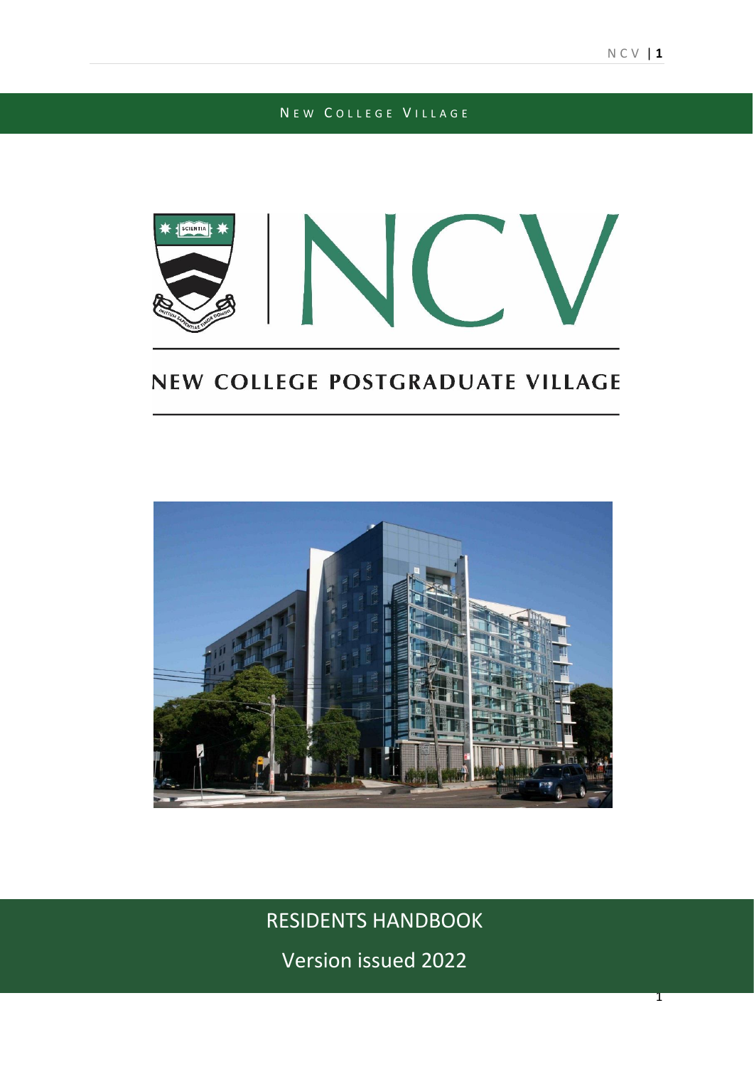NEW COLLEGE VILLAGE

NCV

# NEW COLLEGE POSTGRADUATE VILLAGE

## RESIDENTS HANDBOOK

Version issued 2022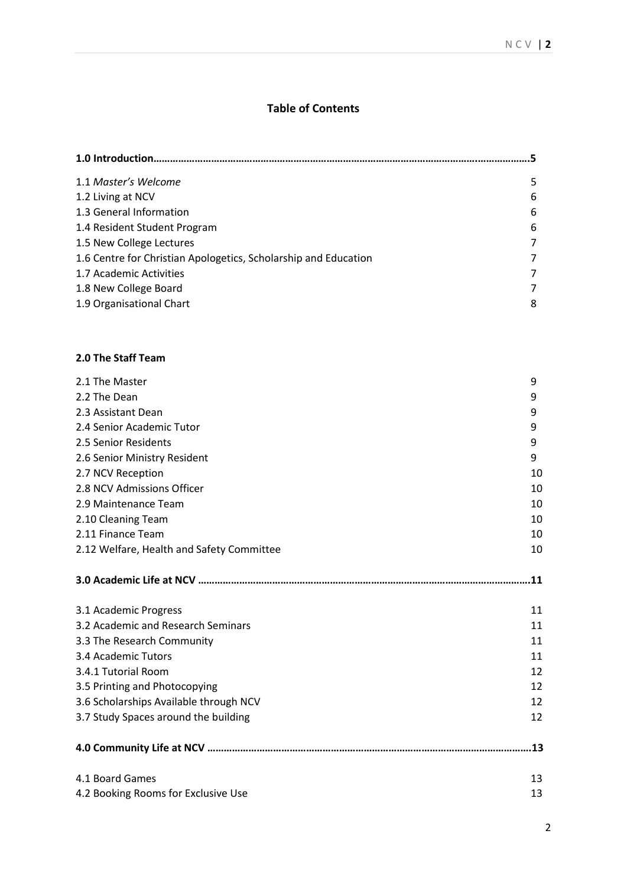# Table of Contents

| | |
|---|---|
| **1.0 Introduction……………………………………………………………………………………………………….** | **5** |
| 1.1 *Master's Welcome* | 5 |
| 1.2 Living at NCV | 6 |
| 1.3 General Information | 6 |
| 1.4 Resident Student Program | 6 |
| 1.5 New College Lectures | 7 |
| 1.6 Centre for Christian Apologetics, Scholarship and Education | 7 |
| 1.7 Academic Activities | 7 |
| 1.8 New College Board | 7 |
| 1.9 Organisational Chart | 8 |
| | |
| **2.0 The Staff Team** | |
| 2.1 The Master | 9 |
| 2.2 The Dean | 9 |
| 2.3 Assistant Dean | 9 |
| 2.4 Senior Academic Tutor | 9 |
| 2.5 Senior Residents | 9 |
| 2.6 Senior Ministry Resident | 9 |
| 2.7 NCV Reception | 10 |
| 2.8 NCV Admissions Officer | 10 |
| 2.9 Maintenance Team | 10 |
| 2.10 Cleaning Team | 10 |
| 2.11 Finance Team | 10 |
| 2.12 Welfare, Health and Safety Committee | 10 |
| | |
| **3.0 Academic Life at NCV ………………………………………………………………………………………….** | **11** |
| 3.1 Academic Progress | 11 |
| 3.2 Academic and Research Seminars | 11 |
| 3.3 The Research Community | 11 |
| 3.4 Academic Tutors | 11 |
| 3.4.1 Tutorial Room | 12 |
| 3.5 Printing and Photocopying | 12 |
| 3.6 Scholarships Available through NCV | 12 |
| 3.7 Study Spaces around the building | 12 |
| | |
| **4.0 Community Life at NCV ………………………………………………………………………………………** | **13** |
| 4.1 Board Games | 13 |
| 4.2 Booking Rooms for Exclusive Use | 13 |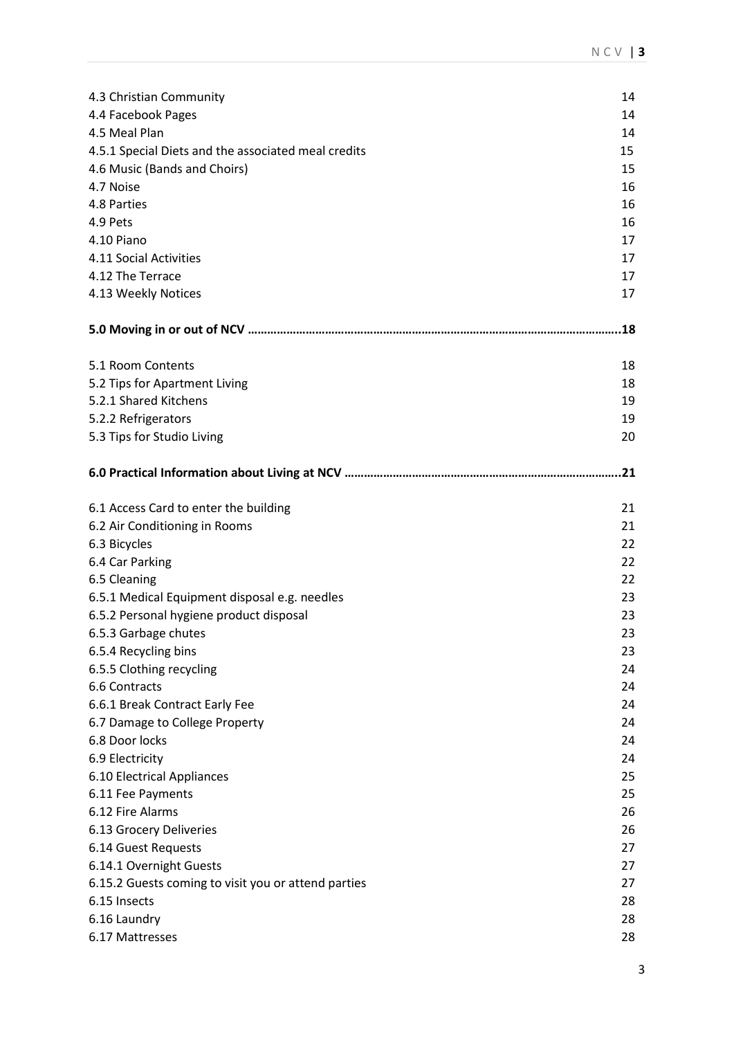| | |
|---|---|
| 4.3 Christian Community | 14 |
| 4.4 Facebook Pages | 14 |
| 4.5 Meal Plan | 14 |
| 4.5.1 Special Diets and the associated meal credits | 15 |
| 4.6 Music (Bands and Choirs) | 15 |
| 4.7 Noise | 16 |
| 4.8 Parties | 16 |
| 4.9 Pets | 16 |
| 4.10 Piano | 17 |
| 4.11 Social Activities | 17 |
| 4.12 The Terrace | 17 |
| 4.13 Weekly Notices | 17 |

**5.0 Moving in or out of NCV ……………………………………………………………………………………………………..18**

| | |
|---|---|
| 5.1 Room Contents | 18 |
| 5.2 Tips for Apartment Living | 18 |
| 5.2.1 Shared Kitchens | 19 |
| 5.2.2 Refrigerators | 19 |
| 5.3 Tips for Studio Living | 20 |

**6.0 Practical Information about Living at NCV ………………………………………………………………………..21**

| | |
|---|---|
| 6.1 Access Card to enter the building | 21 |
| 6.2 Air Conditioning in Rooms | 21 |
| 6.3 Bicycles | 22 |
| 6.4 Car Parking | 22 |
| 6.5 Cleaning | 22 |
| 6.5.1 Medical Equipment disposal e.g. needles | 23 |
| 6.5.2 Personal hygiene product disposal | 23 |
| 6.5.3 Garbage chutes | 23 |
| 6.5.4 Recycling bins | 23 |
| 6.5.5 Clothing recycling | 24 |
| 6.6 Contracts | 24 |
| 6.6.1 Break Contract Early Fee | 24 |
| 6.7 Damage to College Property | 24 |
| 6.8 Door locks | 24 |
| 6.9 Electricity | 24 |
| 6.10 Electrical Appliances | 25 |
| 6.11 Fee Payments | 25 |
| 6.12 Fire Alarms | 26 |
| 6.13 Grocery Deliveries | 26 |
| 6.14 Guest Requests | 27 |
| 6.14.1 Overnight Guests | 27 |
| 6.15.2 Guests coming to visit you or attend parties | 27 |
| 6.15 Insects | 28 |
| 6.16 Laundry | 28 |
| 6.17 Mattresses | 28 |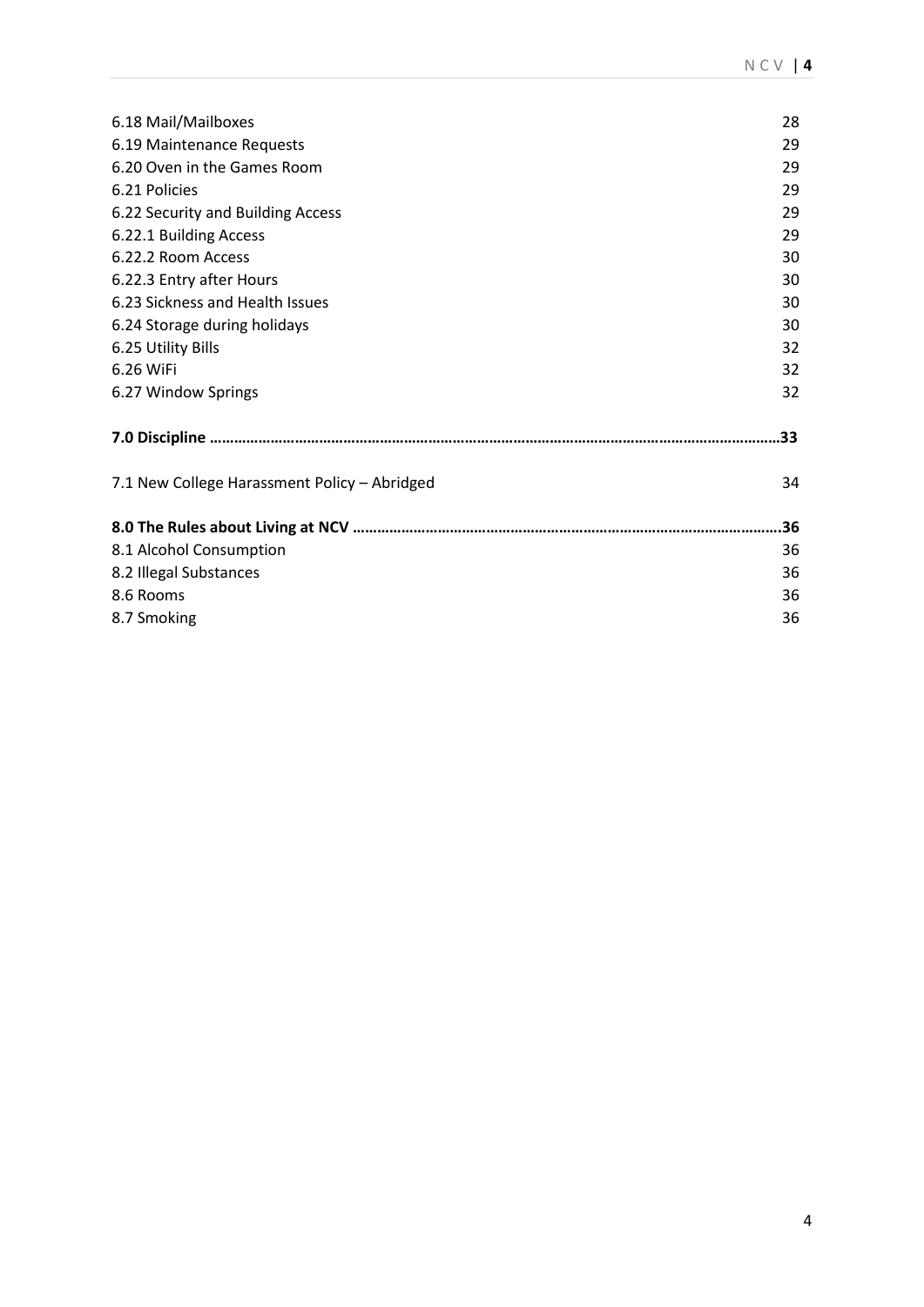6.18 Mail/Mailboxes 28
6.19 Maintenance Requests 29
6.20 Oven in the Games Room 29
6.21 Policies 29
6.22 Security and Building Access 29
6.22.1 Building Access 29
6.22.2 Room Access 30
6.22.3 Entry after Hours 30
6.23 Sickness and Health Issues 30
6.24 Storage during holidays 30
6.25 Utility Bills 32
6.26 WiFi 32
6.27 Window Springs 32

**7.0 Discipline ……………………………………………………………………………………………………………………………33**

7.1 New College Harassment Policy – Abridged 34

**8.0 The Rules about Living at NCV …………………………………………………………………………………………….36**

8.1 Alcohol Consumption 36
8.2 Illegal Substances 36
8.6 Rooms 36
8.7 Smoking 36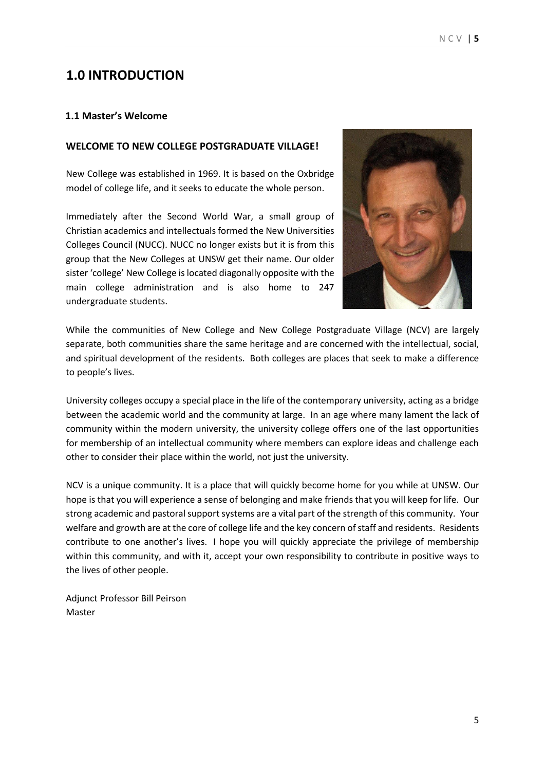# 1.0 INTRODUCTION

### 1.1 Master's Welcome

**WELCOME TO NEW COLLEGE POSTGRADUATE VILLAGE!**

New College was established in 1969. It is based on the Oxbridge model of college life, and it seeks to educate the whole person.

Immediately after the Second World War, a small group of Christian academics and intellectuals formed the New Universities Colleges Council (NUCC). NUCC no longer exists but it is from this group that the New Colleges at UNSW get their name. Our older sister 'college' New College is located diagonally opposite with the main college administration and is also home to 247 undergraduate students.

While the communities of New College and New College Postgraduate Village (NCV) are largely separate, both communities share the same heritage and are concerned with the intellectual, social, and spiritual development of the residents. Both colleges are places that seek to make a difference to people's lives.

University colleges occupy a special place in the life of the contemporary university, acting as a bridge between the academic world and the community at large. In an age where many lament the lack of community within the modern university, the university college offers one of the last opportunities for membership of an intellectual community where members can explore ideas and challenge each other to consider their place within the world, not just the university.

NCV is a unique community. It is a place that will quickly become home for you while at UNSW. Our hope is that you will experience a sense of belonging and make friends that you will keep for life. Our strong academic and pastoral support systems are a vital part of the strength of this community. Your welfare and growth are at the core of college life and the key concern of staff and residents. Residents contribute to one another's lives. I hope you will quickly appreciate the privilege of membership within this community, and with it, accept your own responsibility to contribute in positive ways to the lives of other people.

Adjunct Professor Bill Peirson
Master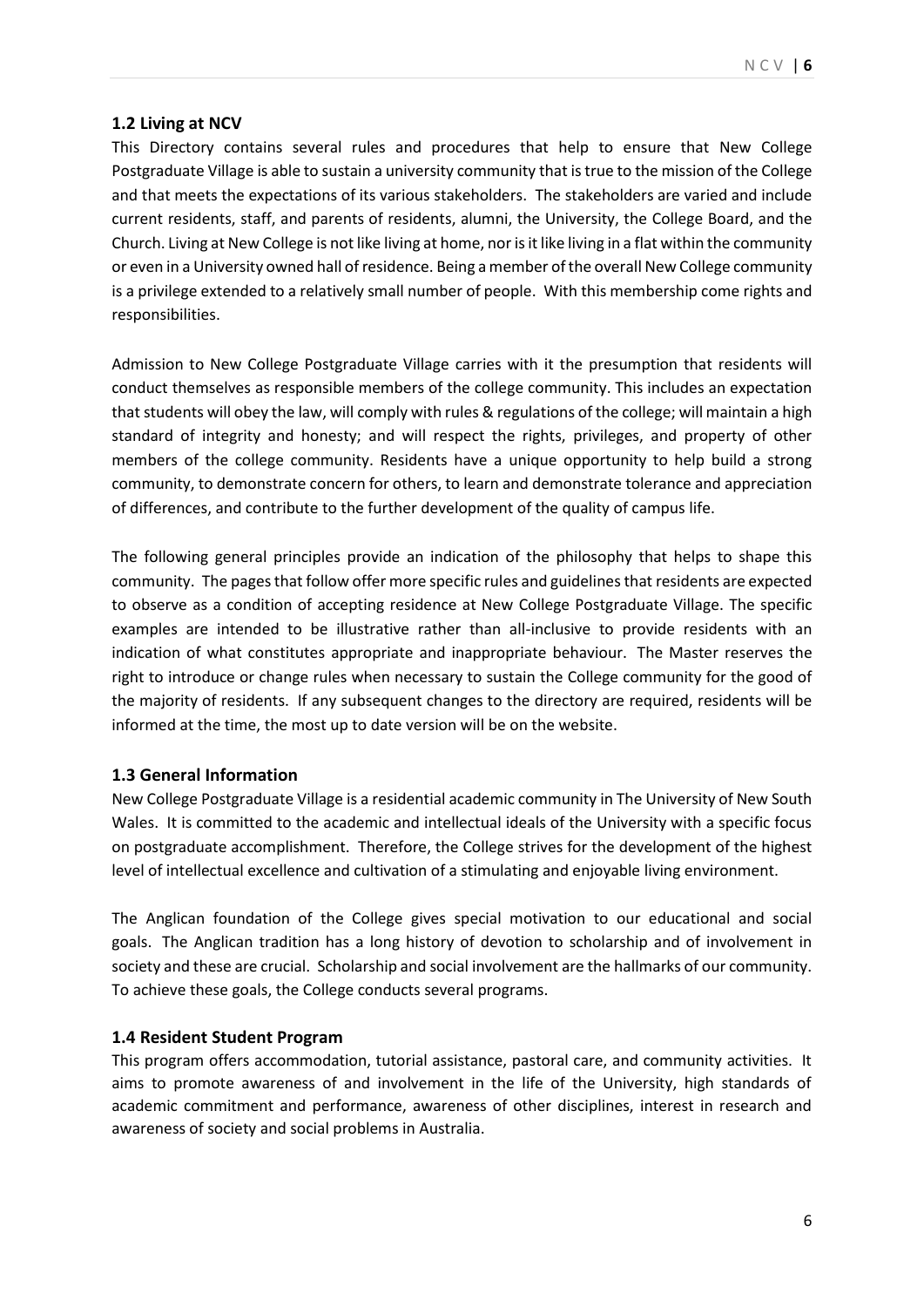## 1.2 Living at NCV

This Directory contains several rules and procedures that help to ensure that New College Postgraduate Village is able to sustain a university community that is true to the mission of the College and that meets the expectations of its various stakeholders. The stakeholders are varied and include current residents, staff, and parents of residents, alumni, the University, the College Board, and the Church. Living at New College is not like living at home, nor is it like living in a flat within the community or even in a University owned hall of residence. Being a member of the overall New College community is a privilege extended to a relatively small number of people. With this membership come rights and responsibilities.

Admission to New College Postgraduate Village carries with it the presumption that residents will conduct themselves as responsible members of the college community. This includes an expectation that students will obey the law, will comply with rules & regulations of the college; will maintain a high standard of integrity and honesty; and will respect the rights, privileges, and property of other members of the college community. Residents have a unique opportunity to help build a strong community, to demonstrate concern for others, to learn and demonstrate tolerance and appreciation of differences, and contribute to the further development of the quality of campus life.

The following general principles provide an indication of the philosophy that helps to shape this community. The pages that follow offer more specific rules and guidelines that residents are expected to observe as a condition of accepting residence at New College Postgraduate Village. The specific examples are intended to be illustrative rather than all-inclusive to provide residents with an indication of what constitutes appropriate and inappropriate behaviour. The Master reserves the right to introduce or change rules when necessary to sustain the College community for the good of the majority of residents. If any subsequent changes to the directory are required, residents will be informed at the time, the most up to date version will be on the website.

## 1.3 General Information

New College Postgraduate Village is a residential academic community in The University of New South Wales. It is committed to the academic and intellectual ideals of the University with a specific focus on postgraduate accomplishment. Therefore, the College strives for the development of the highest level of intellectual excellence and cultivation of a stimulating and enjoyable living environment.

The Anglican foundation of the College gives special motivation to our educational and social goals. The Anglican tradition has a long history of devotion to scholarship and of involvement in society and these are crucial. Scholarship and social involvement are the hallmarks of our community. To achieve these goals, the College conducts several programs.

## 1.4 Resident Student Program

This program offers accommodation, tutorial assistance, pastoral care, and community activities. It aims to promote awareness of and involvement in the life of the University, high standards of academic commitment and performance, awareness of other disciplines, interest in research and awareness of society and social problems in Australia.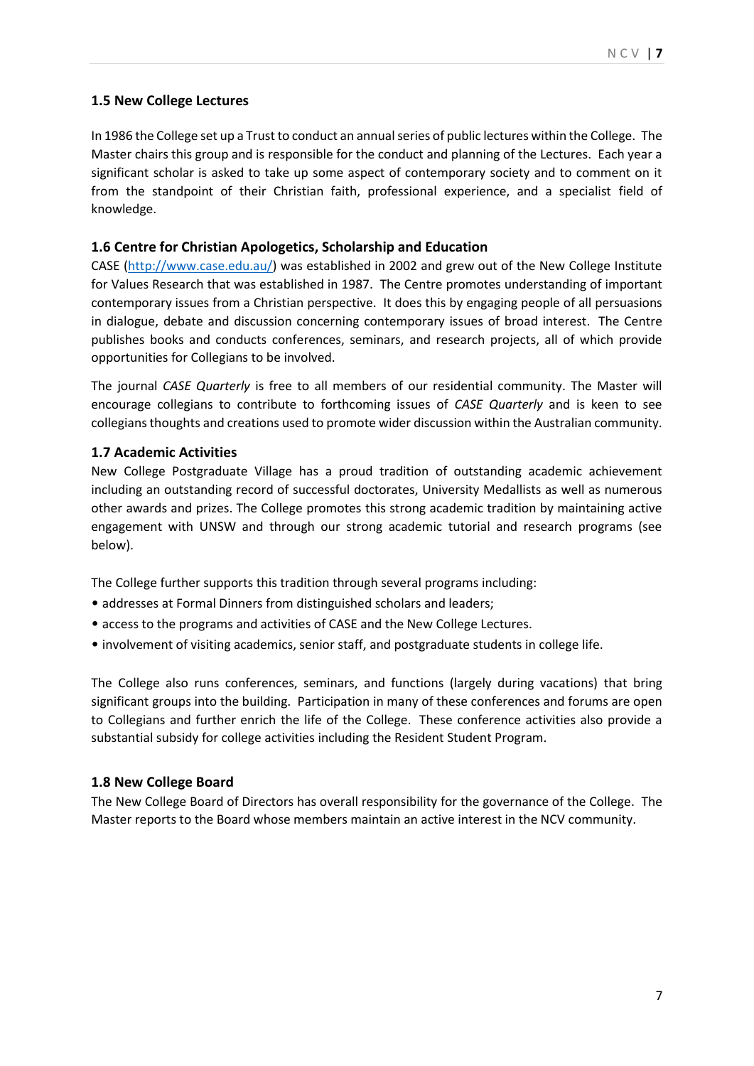### 1.5 New College Lectures

In 1986 the College set up a Trust to conduct an annual series of public lectures within the College. The Master chairs this group and is responsible for the conduct and planning of the Lectures. Each year a significant scholar is asked to take up some aspect of contemporary society and to comment on it from the standpoint of their Christian faith, professional experience, and a specialist field of knowledge.

### 1.6 Centre for Christian Apologetics, Scholarship and Education

CASE (http://www.case.edu.au/) was established in 2002 and grew out of the New College Institute for Values Research that was established in 1987. The Centre promotes understanding of important contemporary issues from a Christian perspective. It does this by engaging people of all persuasions in dialogue, debate and discussion concerning contemporary issues of broad interest. The Centre publishes books and conducts conferences, seminars, and research projects, all of which provide opportunities for Collegians to be involved.

The journal *CASE Quarterly* is free to all members of our residential community. The Master will encourage collegians to contribute to forthcoming issues of *CASE Quarterly* and is keen to see collegians thoughts and creations used to promote wider discussion within the Australian community.

### 1.7 Academic Activities

New College Postgraduate Village has a proud tradition of outstanding academic achievement including an outstanding record of successful doctorates, University Medallists as well as numerous other awards and prizes. The College promotes this strong academic tradition by maintaining active engagement with UNSW and through our strong academic tutorial and research programs (see below).

The College further supports this tradition through several programs including:

- addresses at Formal Dinners from distinguished scholars and leaders;
- access to the programs and activities of CASE and the New College Lectures.
- involvement of visiting academics, senior staff, and postgraduate students in college life.

The College also runs conferences, seminars, and functions (largely during vacations) that bring significant groups into the building. Participation in many of these conferences and forums are open to Collegians and further enrich the life of the College. These conference activities also provide a substantial subsidy for college activities including the Resident Student Program.

### 1.8 New College Board

The New College Board of Directors has overall responsibility for the governance of the College. The Master reports to the Board whose members maintain an active interest in the NCV community.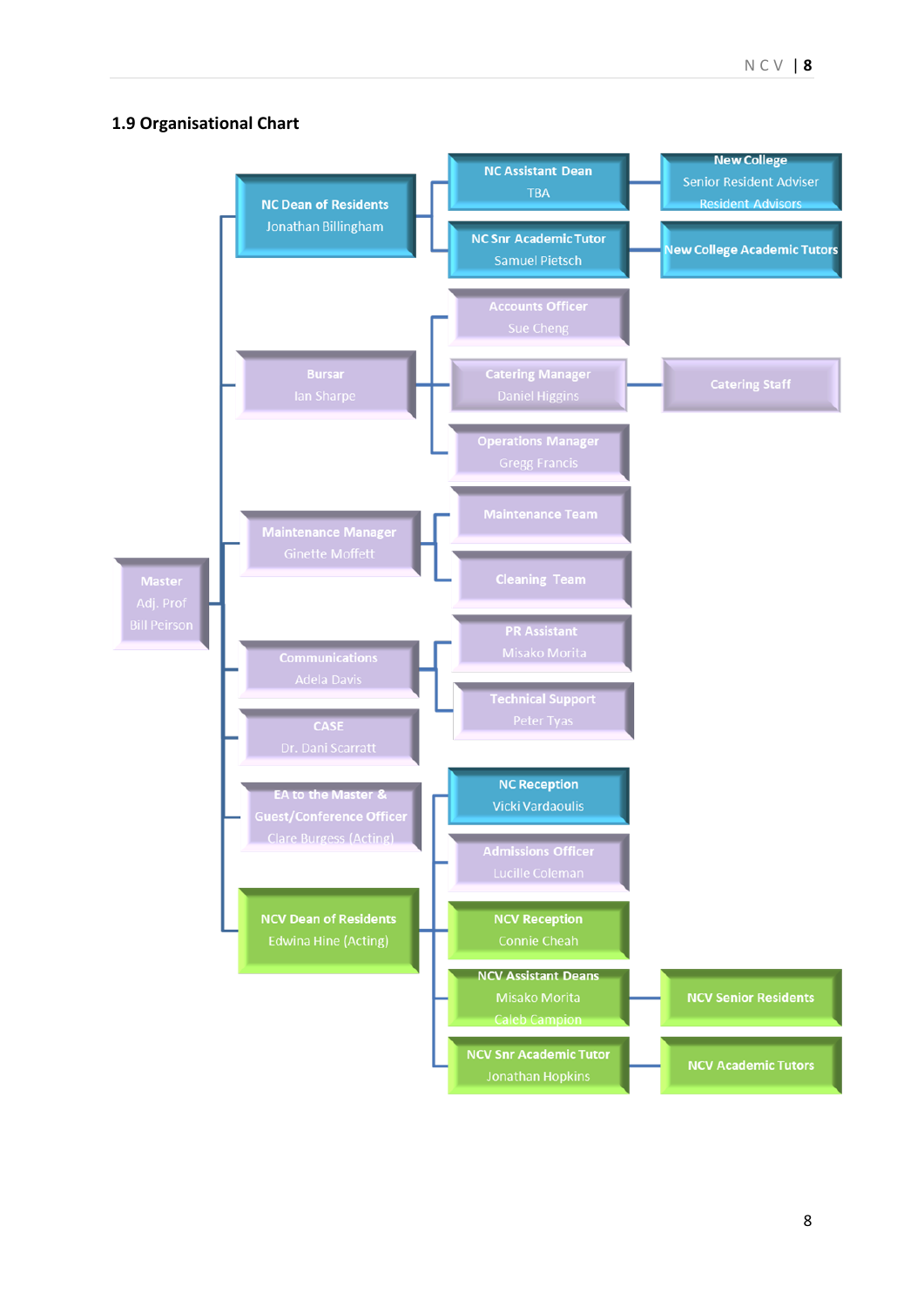## 1.9 Organisational Chart

- **Master** – Adj. Prof Bill Peirson
  - **NC Dean of Residents** – Jonathan Billingham
    - **NC Assistant Dean** – TBA
      - **New College** – Senior Resident Adviser, Resident Advisors
    - **NC Snr Academic Tutor** – Samuel Pietsch
      - **New College Academic Tutors**
  - **Bursar** – Ian Sharpe
    - **Accounts Officer** – Sue Cheng
    - **Catering Manager** – Daniel Higgins
      - **Catering Staff**
    - **Operations Manager** – Gregg Francis
  - **Maintenance Manager** – Ginette Moffett
    - **Maintenance Team**
    - **Cleaning Team**
  - **Communications** – Adela Davis
    - **PR Assistant** – Misako Morita
    - **Technical Support** – Peter Tyas
  - **CASE** – Dr. Dani Scarratt
  - **EA to the Master & Guest/Conference Officer** – Clare Burgess (Acting)
    - **NC Reception** – Vicki Vardaoulis
    - **Admissions Officer** – Lucille Coleman
  - **NCV Dean of Residents** – Edwina Hine (Acting)
    - **NCV Reception** – Connie Cheah
    - **NCV Assistant Deans** – Misako Morita, Caleb Campion
      - **NCV Senior Residents**
    - **NCV Snr Academic Tutor** – Jonathan Hopkins
      - **NCV Academic Tutors**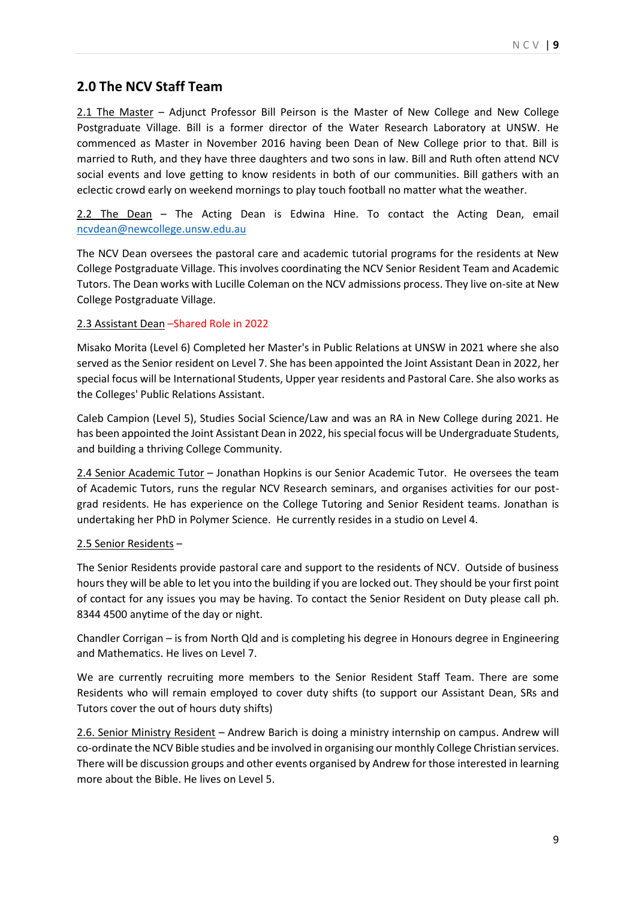## 2.0 The NCV Staff Team

2.1 The Master – Adjunct Professor Bill Peirson is the Master of New College and New College Postgraduate Village. Bill is a former director of the Water Research Laboratory at UNSW. He commenced as Master in November 2016 having been Dean of New College prior to that. Bill is married to Ruth, and they have three daughters and two sons in law. Bill and Ruth often attend NCV social events and love getting to know residents in both of our communities. Bill gathers with an eclectic crowd early on weekend mornings to play touch football no matter what the weather.

2.2 The Dean – The Acting Dean is Edwina Hine. To contact the Acting Dean, email ncvdean@newcollege.unsw.edu.au

The NCV Dean oversees the pastoral care and academic tutorial programs for the residents at New College Postgraduate Village. This involves coordinating the NCV Senior Resident Team and Academic Tutors. The Dean works with Lucille Coleman on the NCV admissions process. They live on-site at New College Postgraduate Village.

2.3 Assistant Dean –Shared Role in 2022

Misako Morita (Level 6) Completed her Master's in Public Relations at UNSW in 2021 where she also served as the Senior resident on Level 7. She has been appointed the Joint Assistant Dean in 2022, her special focus will be International Students, Upper year residents and Pastoral Care. She also works as the Colleges' Public Relations Assistant.

Caleb Campion (Level 5), Studies Social Science/Law and was an RA in New College during 2021. He has been appointed the Joint Assistant Dean in 2022, his special focus will be Undergraduate Students, and building a thriving College Community.

2.4 Senior Academic Tutor – Jonathan Hopkins is our Senior Academic Tutor. He oversees the team of Academic Tutors, runs the regular NCV Research seminars, and organises activities for our post-grad residents. He has experience on the College Tutoring and Senior Resident teams. Jonathan is undertaking her PhD in Polymer Science. He currently resides in a studio on Level 4.

2.5 Senior Residents –

The Senior Residents provide pastoral care and support to the residents of NCV. Outside of business hours they will be able to let you into the building if you are locked out. They should be your first point of contact for any issues you may be having. To contact the Senior Resident on Duty please call ph. 8344 4500 anytime of the day or night.

Chandler Corrigan – is from North Qld and is completing his degree in Honours degree in Engineering and Mathematics. He lives on Level 7.

We are currently recruiting more members to the Senior Resident Staff Team. There are some Residents who will remain employed to cover duty shifts (to support our Assistant Dean, SRs and Tutors cover the out of hours duty shifts)

2.6. Senior Ministry Resident – Andrew Barich is doing a ministry internship on campus. Andrew will co-ordinate the NCV Bible studies and be involved in organising our monthly College Christian services. There will be discussion groups and other events organised by Andrew for those interested in learning more about the Bible. He lives on Level 5.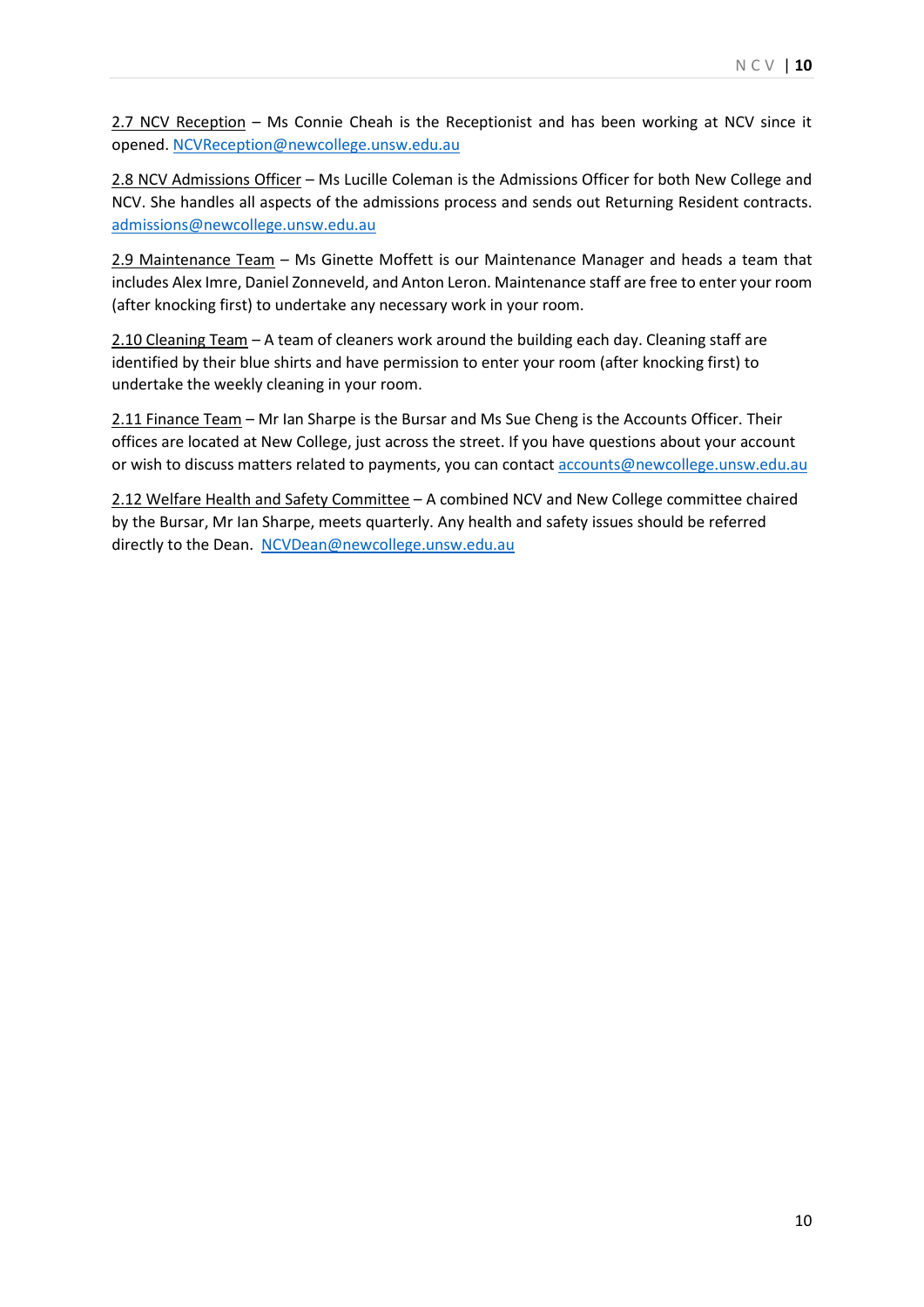<u>2.7 NCV Reception</u> – Ms Connie Cheah is the Receptionist and has been working at NCV since it opened. NCVReception@newcollege.unsw.edu.au

<u>2.8 NCV Admissions Officer</u> – Ms Lucille Coleman is the Admissions Officer for both New College and NCV. She handles all aspects of the admissions process and sends out Returning Resident contracts. admissions@newcollege.unsw.edu.au

<u>2.9 Maintenance Team</u> – Ms Ginette Moffett is our Maintenance Manager and heads a team that includes Alex Imre, Daniel Zonneveld, and Anton Leron. Maintenance staff are free to enter your room (after knocking first) to undertake any necessary work in your room.

<u>2.10 Cleaning Team</u> – A team of cleaners work around the building each day. Cleaning staff are identified by their blue shirts and have permission to enter your room (after knocking first) to undertake the weekly cleaning in your room.

<u>2.11 Finance Team</u> – Mr Ian Sharpe is the Bursar and Ms Sue Cheng is the Accounts Officer. Their offices are located at New College, just across the street. If you have questions about your account or wish to discuss matters related to payments, you can contact accounts@newcollege.unsw.edu.au

<u>2.12 Welfare Health and Safety Committee</u> – A combined NCV and New College committee chaired by the Bursar, Mr Ian Sharpe, meets quarterly. Any health and safety issues should be referred directly to the Dean. NCVDean@newcollege.unsw.edu.au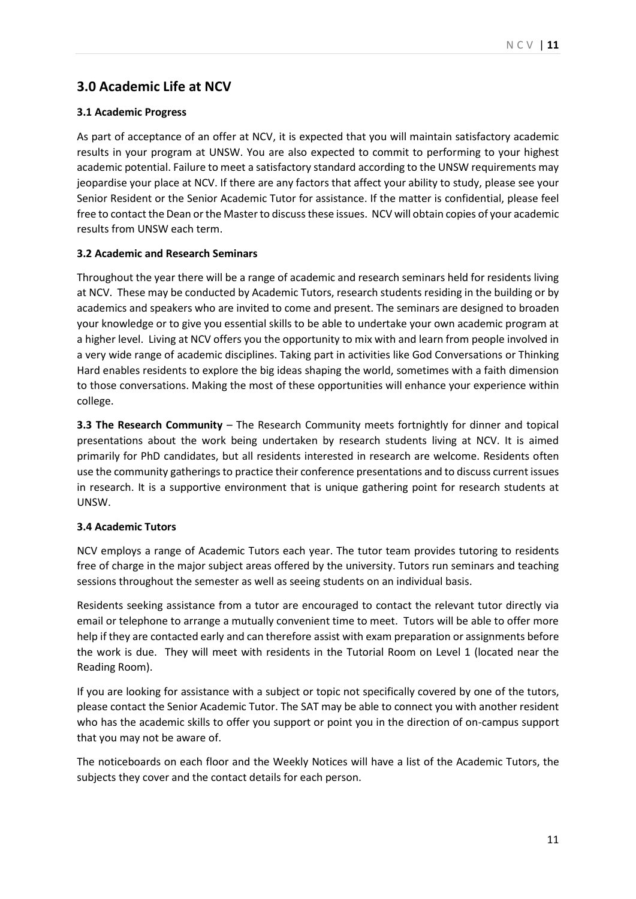## 3.0 Academic Life at NCV

### 3.1 Academic Progress

As part of acceptance of an offer at NCV, it is expected that you will maintain satisfactory academic results in your program at UNSW. You are also expected to commit to performing to your highest academic potential. Failure to meet a satisfactory standard according to the UNSW requirements may jeopardise your place at NCV. If there are any factors that affect your ability to study, please see your Senior Resident or the Senior Academic Tutor for assistance. If the matter is confidential, please feel free to contact the Dean or the Master to discuss these issues. NCV will obtain copies of your academic results from UNSW each term.

### 3.2 Academic and Research Seminars

Throughout the year there will be a range of academic and research seminars held for residents living at NCV. These may be conducted by Academic Tutors, research students residing in the building or by academics and speakers who are invited to come and present. The seminars are designed to broaden your knowledge or to give you essential skills to be able to undertake your own academic program at a higher level. Living at NCV offers you the opportunity to mix with and learn from people involved in a very wide range of academic disciplines. Taking part in activities like God Conversations or Thinking Hard enables residents to explore the big ideas shaping the world, sometimes with a faith dimension to those conversations. Making the most of these opportunities will enhance your experience within college.

**3.3 The Research Community** – The Research Community meets fortnightly for dinner and topical presentations about the work being undertaken by research students living at NCV. It is aimed primarily for PhD candidates, but all residents interested in research are welcome. Residents often use the community gatherings to practice their conference presentations and to discuss current issues in research. It is a supportive environment that is unique gathering point for research students at UNSW.

### 3.4 Academic Tutors

NCV employs a range of Academic Tutors each year. The tutor team provides tutoring to residents free of charge in the major subject areas offered by the university. Tutors run seminars and teaching sessions throughout the semester as well as seeing students on an individual basis.

Residents seeking assistance from a tutor are encouraged to contact the relevant tutor directly via email or telephone to arrange a mutually convenient time to meet. Tutors will be able to offer more help if they are contacted early and can therefore assist with exam preparation or assignments before the work is due. They will meet with residents in the Tutorial Room on Level 1 (located near the Reading Room).

If you are looking for assistance with a subject or topic not specifically covered by one of the tutors, please contact the Senior Academic Tutor. The SAT may be able to connect you with another resident who has the academic skills to offer you support or point you in the direction of on-campus support that you may not be aware of.

The noticeboards on each floor and the Weekly Notices will have a list of the Academic Tutors, the subjects they cover and the contact details for each person.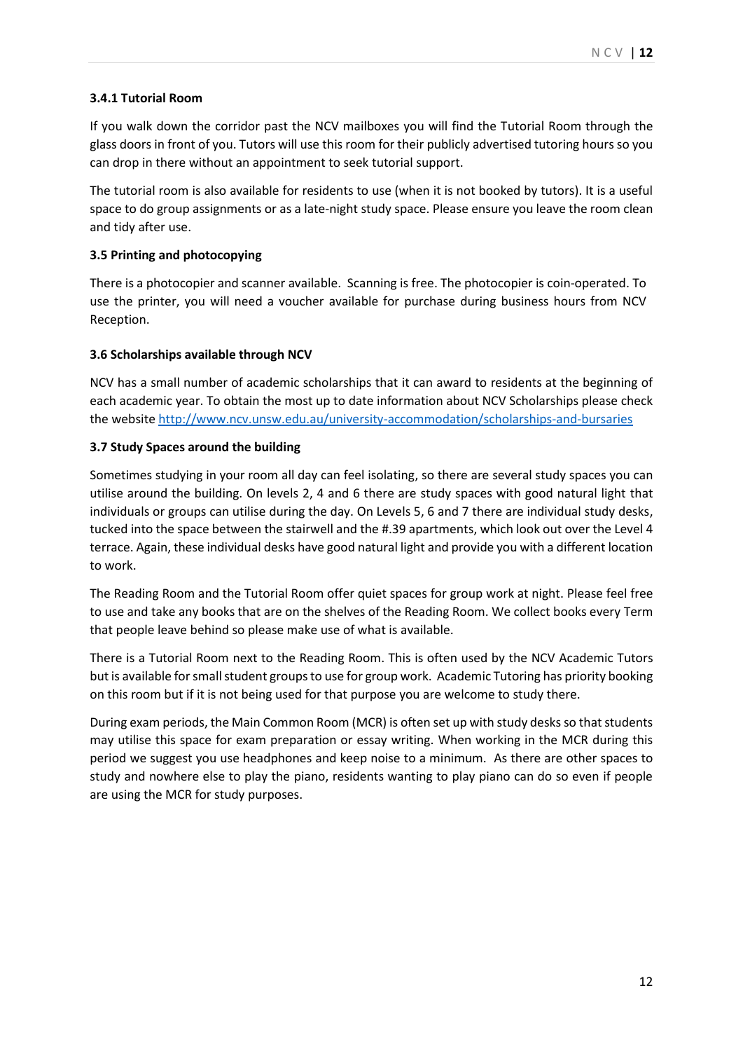### 3.4.1 Tutorial Room

If you walk down the corridor past the NCV mailboxes you will find the Tutorial Room through the glass doors in front of you. Tutors will use this room for their publicly advertised tutoring hours so you can drop in there without an appointment to seek tutorial support.

The tutorial room is also available for residents to use (when it is not booked by tutors). It is a useful space to do group assignments or as a late-night study space. Please ensure you leave the room clean and tidy after use.

### 3.5 Printing and photocopying

There is a photocopier and scanner available. Scanning is free. The photocopier is coin-operated. To use the printer, you will need a voucher available for purchase during business hours from NCV Reception.

### 3.6 Scholarships available through NCV

NCV has a small number of academic scholarships that it can award to residents at the beginning of each academic year. To obtain the most up to date information about NCV Scholarships please check the website [http://www.ncv.unsw.edu.au/university-accommodation/scholarships-and-bursaries](http://www.ncv.unsw.edu.au/university-accommodation/scholarships-and-bursaries)

### 3.7 Study Spaces around the building

Sometimes studying in your room all day can feel isolating, so there are several study spaces you can utilise around the building. On levels 2, 4 and 6 there are study spaces with good natural light that individuals or groups can utilise during the day. On Levels 5, 6 and 7 there are individual study desks, tucked into the space between the stairwell and the #.39 apartments, which look out over the Level 4 terrace. Again, these individual desks have good natural light and provide you with a different location to work.

The Reading Room and the Tutorial Room offer quiet spaces for group work at night. Please feel free to use and take any books that are on the shelves of the Reading Room. We collect books every Term that people leave behind so please make use of what is available.

There is a Tutorial Room next to the Reading Room. This is often used by the NCV Academic Tutors but is available for small student groups to use for group work. Academic Tutoring has priority booking on this room but if it is not being used for that purpose you are welcome to study there.

During exam periods, the Main Common Room (MCR) is often set up with study desks so that students may utilise this space for exam preparation or essay writing. When working in the MCR during this period we suggest you use headphones and keep noise to a minimum. As there are other spaces to study and nowhere else to play the piano, residents wanting to play piano can do so even if people are using the MCR for study purposes.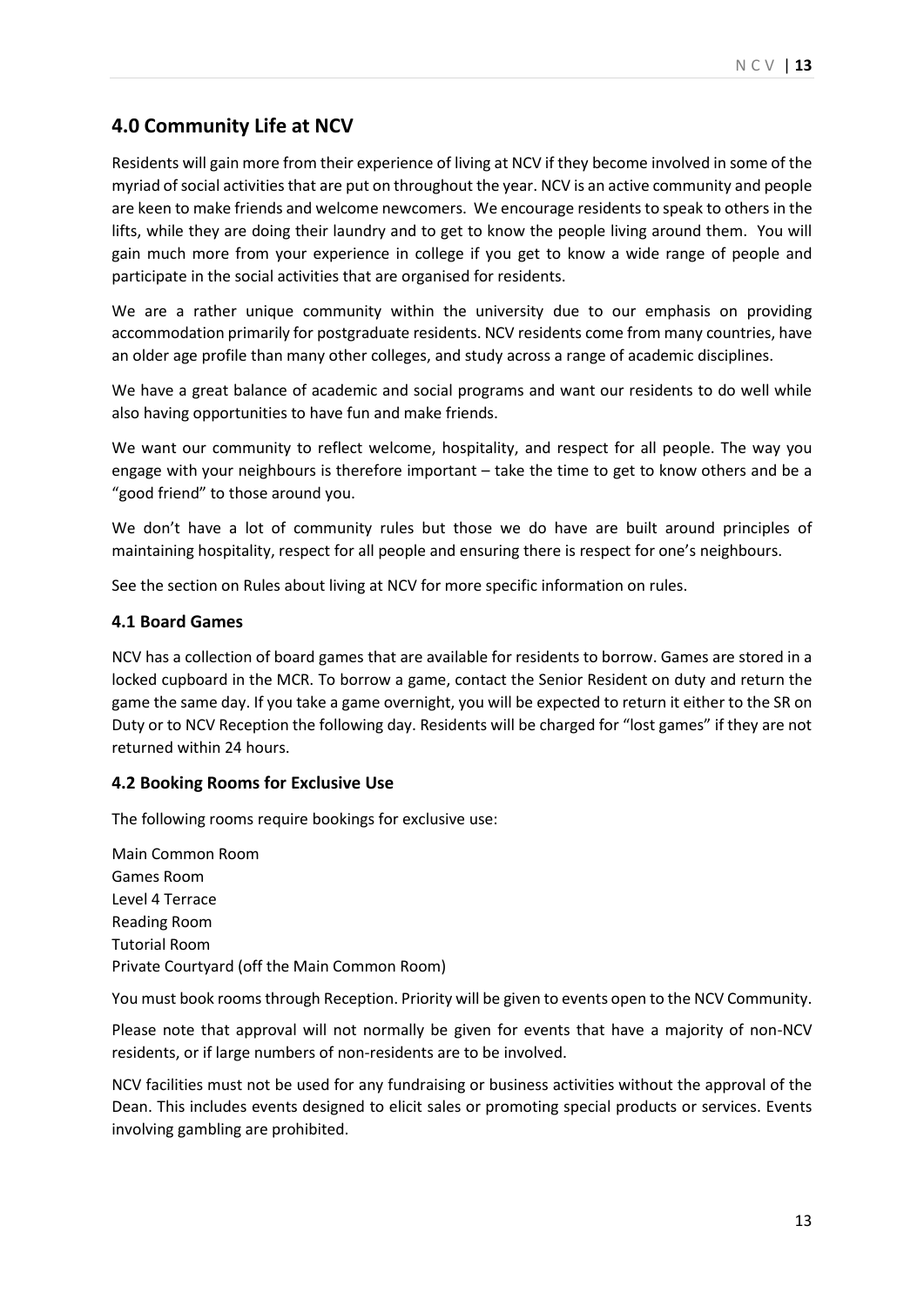## 4.0 Community Life at NCV

Residents will gain more from their experience of living at NCV if they become involved in some of the myriad of social activities that are put on throughout the year. NCV is an active community and people are keen to make friends and welcome newcomers. We encourage residents to speak to others in the lifts, while they are doing their laundry and to get to know the people living around them. You will gain much more from your experience in college if you get to know a wide range of people and participate in the social activities that are organised for residents.

We are a rather unique community within the university due to our emphasis on providing accommodation primarily for postgraduate residents. NCV residents come from many countries, have an older age profile than many other colleges, and study across a range of academic disciplines.

We have a great balance of academic and social programs and want our residents to do well while also having opportunities to have fun and make friends.

We want our community to reflect welcome, hospitality, and respect for all people. The way you engage with your neighbours is therefore important – take the time to get to know others and be a "good friend" to those around you.

We don't have a lot of community rules but those we do have are built around principles of maintaining hospitality, respect for all people and ensuring there is respect for one's neighbours.

See the section on Rules about living at NCV for more specific information on rules.

### 4.1 Board Games

NCV has a collection of board games that are available for residents to borrow. Games are stored in a locked cupboard in the MCR. To borrow a game, contact the Senior Resident on duty and return the game the same day. If you take a game overnight, you will be expected to return it either to the SR on Duty or to NCV Reception the following day. Residents will be charged for "lost games" if they are not returned within 24 hours.

### 4.2 Booking Rooms for Exclusive Use

The following rooms require bookings for exclusive use:

Main Common Room
Games Room
Level 4 Terrace
Reading Room
Tutorial Room
Private Courtyard (off the Main Common Room)

You must book rooms through Reception. Priority will be given to events open to the NCV Community.

Please note that approval will not normally be given for events that have a majority of non-NCV residents, or if large numbers of non-residents are to be involved.

NCV facilities must not be used for any fundraising or business activities without the approval of the Dean. This includes events designed to elicit sales or promoting special products or services. Events involving gambling are prohibited.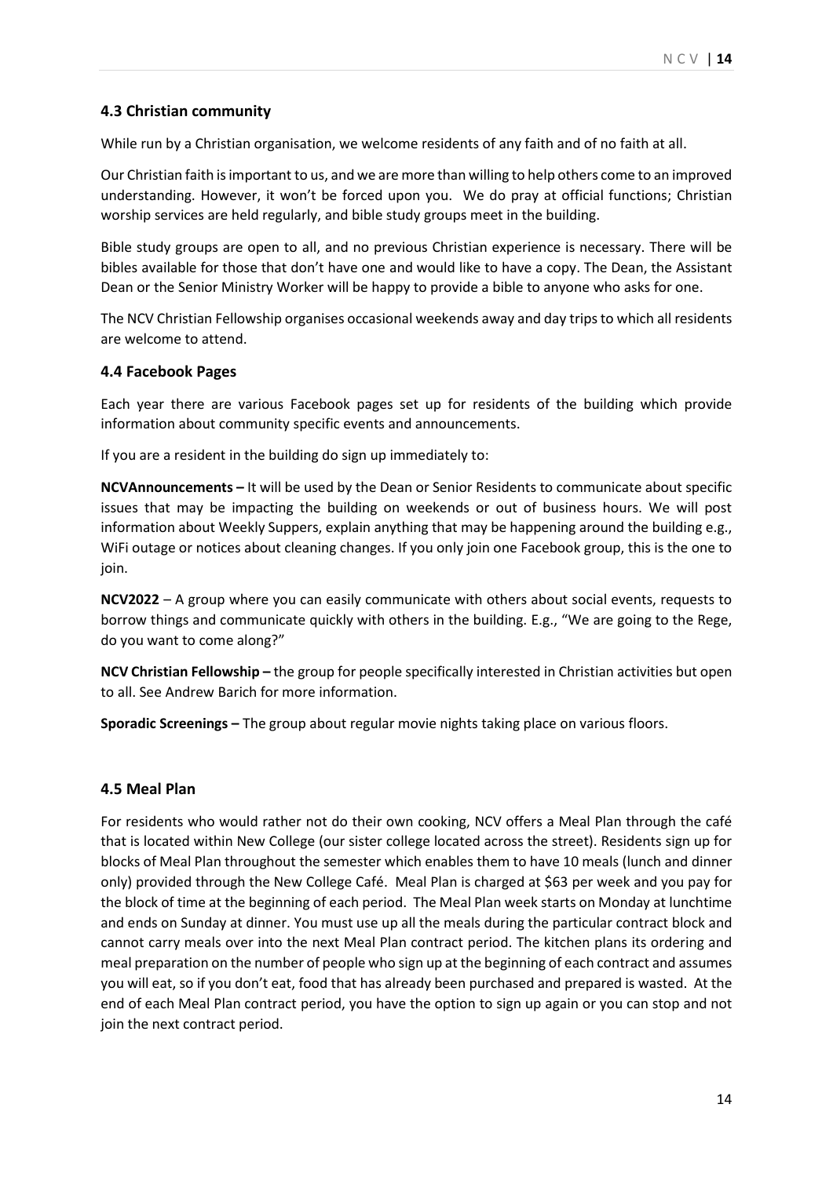### 4.3 Christian community

While run by a Christian organisation, we welcome residents of any faith and of no faith at all.

Our Christian faith is important to us, and we are more than willing to help others come to an improved understanding. However, it won't be forced upon you. We do pray at official functions; Christian worship services are held regularly, and bible study groups meet in the building.

Bible study groups are open to all, and no previous Christian experience is necessary. There will be bibles available for those that don't have one and would like to have a copy. The Dean, the Assistant Dean or the Senior Ministry Worker will be happy to provide a bible to anyone who asks for one.

The NCV Christian Fellowship organises occasional weekends away and day trips to which all residents are welcome to attend.

### 4.4 Facebook Pages

Each year there are various Facebook pages set up for residents of the building which provide information about community specific events and announcements.

If you are a resident in the building do sign up immediately to:

**NCVAnnouncements –** It will be used by the Dean or Senior Residents to communicate about specific issues that may be impacting the building on weekends or out of business hours. We will post information about Weekly Suppers, explain anything that may be happening around the building e.g., WiFi outage or notices about cleaning changes. If you only join one Facebook group, this is the one to join.

**NCV2022** – A group where you can easily communicate with others about social events, requests to borrow things and communicate quickly with others in the building. E.g., "We are going to the Rege, do you want to come along?"

**NCV Christian Fellowship –** the group for people specifically interested in Christian activities but open to all. See Andrew Barich for more information.

**Sporadic Screenings –** The group about regular movie nights taking place on various floors.

### 4.5 Meal Plan

For residents who would rather not do their own cooking, NCV offers a Meal Plan through the café that is located within New College (our sister college located across the street). Residents sign up for blocks of Meal Plan throughout the semester which enables them to have 10 meals (lunch and dinner only) provided through the New College Café. Meal Plan is charged at $63 per week and you pay for the block of time at the beginning of each period. The Meal Plan week starts on Monday at lunchtime and ends on Sunday at dinner. You must use up all the meals during the particular contract block and cannot carry meals over into the next Meal Plan contract period. The kitchen plans its ordering and meal preparation on the number of people who sign up at the beginning of each contract and assumes you will eat, so if you don't eat, food that has already been purchased and prepared is wasted. At the end of each Meal Plan contract period, you have the option to sign up again or you can stop and not join the next contract period.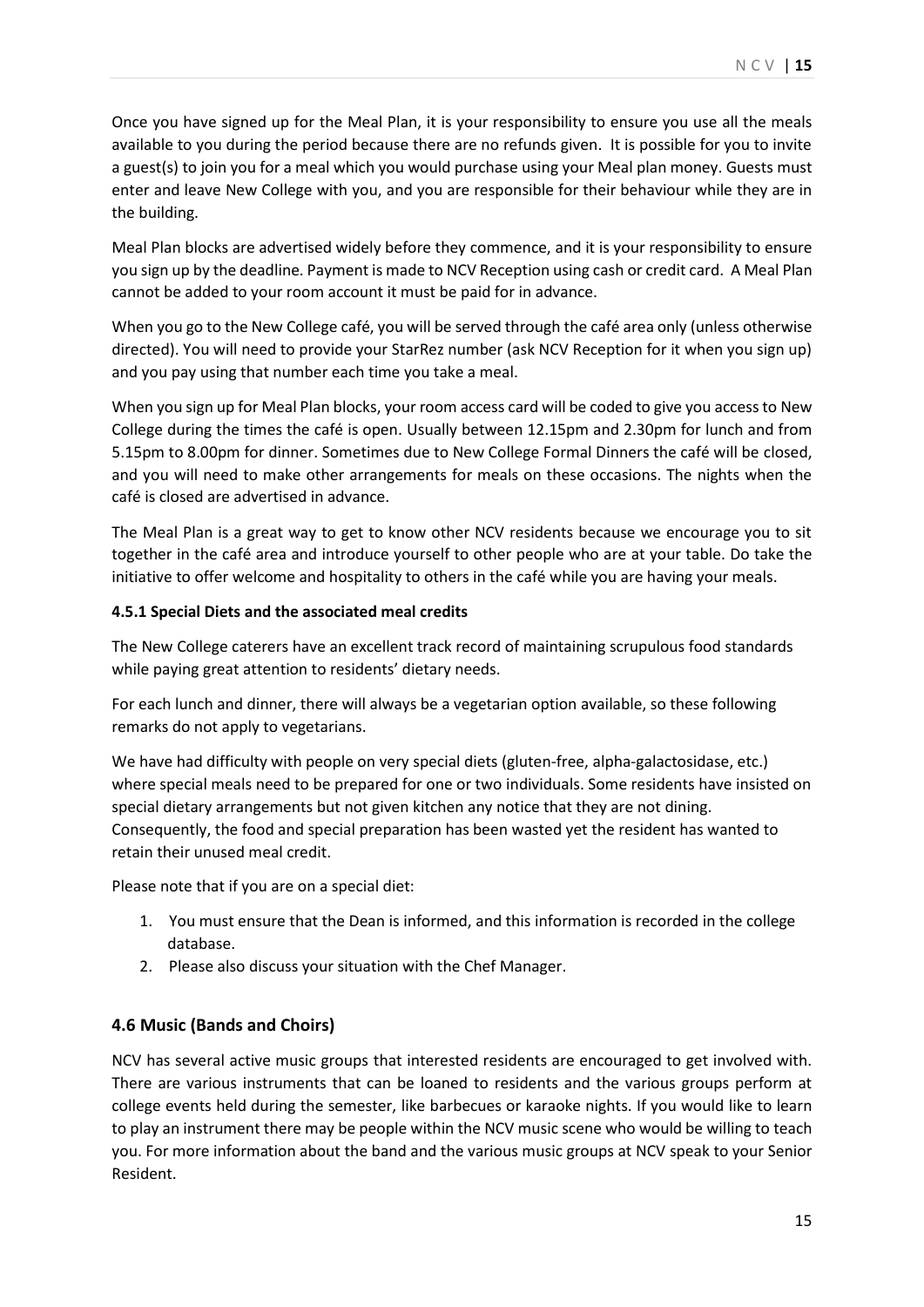Once you have signed up for the Meal Plan, it is your responsibility to ensure you use all the meals available to you during the period because there are no refunds given. It is possible for you to invite a guest(s) to join you for a meal which you would purchase using your Meal plan money. Guests must enter and leave New College with you, and you are responsible for their behaviour while they are in the building.

Meal Plan blocks are advertised widely before they commence, and it is your responsibility to ensure you sign up by the deadline. Payment is made to NCV Reception using cash or credit card. A Meal Plan cannot be added to your room account it must be paid for in advance.

When you go to the New College café, you will be served through the café area only (unless otherwise directed). You will need to provide your StarRez number (ask NCV Reception for it when you sign up) and you pay using that number each time you take a meal.

When you sign up for Meal Plan blocks, your room access card will be coded to give you access to New College during the times the café is open. Usually between 12.15pm and 2.30pm for lunch and from 5.15pm to 8.00pm for dinner. Sometimes due to New College Formal Dinners the café will be closed, and you will need to make other arrangements for meals on these occasions. The nights when the café is closed are advertised in advance.

The Meal Plan is a great way to get to know other NCV residents because we encourage you to sit together in the café area and introduce yourself to other people who are at your table. Do take the initiative to offer welcome and hospitality to others in the café while you are having your meals.

#### 4.5.1 Special Diets and the associated meal credits

The New College caterers have an excellent track record of maintaining scrupulous food standards while paying great attention to residents' dietary needs.

For each lunch and dinner, there will always be a vegetarian option available, so these following remarks do not apply to vegetarians.

We have had difficulty with people on very special diets (gluten-free, alpha-galactosidase, etc.) where special meals need to be prepared for one or two individuals. Some residents have insisted on special dietary arrangements but not given kitchen any notice that they are not dining. Consequently, the food and special preparation has been wasted yet the resident has wanted to retain their unused meal credit.

Please note that if you are on a special diet:

1. You must ensure that the Dean is informed, and this information is recorded in the college database.
2. Please also discuss your situation with the Chef Manager.

### 4.6 Music (Bands and Choirs)

NCV has several active music groups that interested residents are encouraged to get involved with. There are various instruments that can be loaned to residents and the various groups perform at college events held during the semester, like barbecues or karaoke nights. If you would like to learn to play an instrument there may be people within the NCV music scene who would be willing to teach you. For more information about the band and the various music groups at NCV speak to your Senior Resident.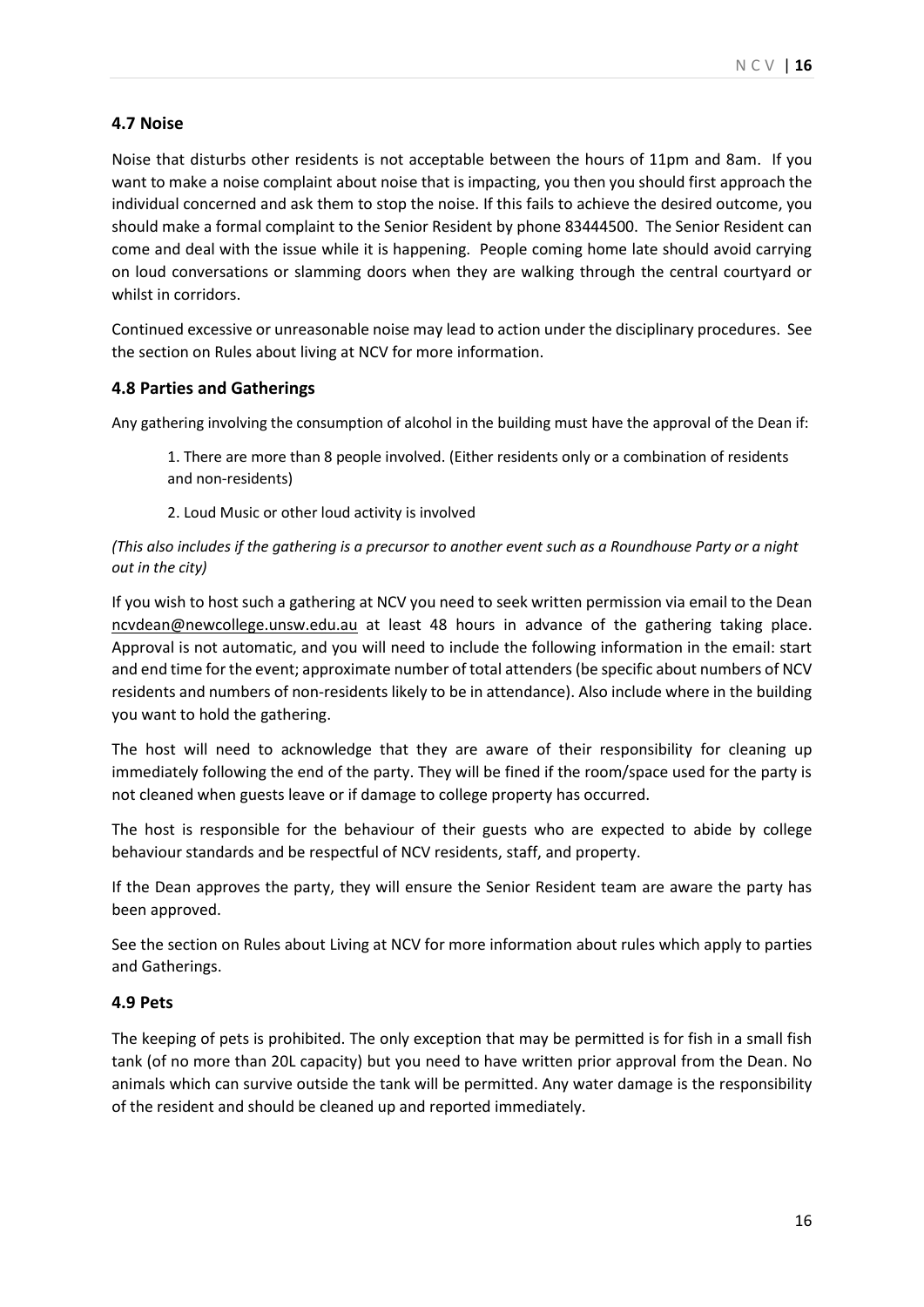### 4.7 Noise

Noise that disturbs other residents is not acceptable between the hours of 11pm and 8am. If you want to make a noise complaint about noise that is impacting, you then you should first approach the individual concerned and ask them to stop the noise. If this fails to achieve the desired outcome, you should make a formal complaint to the Senior Resident by phone 83444500. The Senior Resident can come and deal with the issue while it is happening. People coming home late should avoid carrying on loud conversations or slamming doors when they are walking through the central courtyard or whilst in corridors.

Continued excessive or unreasonable noise may lead to action under the disciplinary procedures. See the section on Rules about living at NCV for more information.

### 4.8 Parties and Gatherings

Any gathering involving the consumption of alcohol in the building must have the approval of the Dean if:

1. There are more than 8 people involved. (Either residents only or a combination of residents and non-residents)
2. Loud Music or other loud activity is involved

*(This also includes if the gathering is a precursor to another event such as a Roundhouse Party or a night out in the city)*

If you wish to host such a gathering at NCV you need to seek written permission via email to the Dean ncvdean@newcollege.unsw.edu.au at least 48 hours in advance of the gathering taking place. Approval is not automatic, and you will need to include the following information in the email: start and end time for the event; approximate number of total attenders (be specific about numbers of NCV residents and numbers of non-residents likely to be in attendance). Also include where in the building you want to hold the gathering.

The host will need to acknowledge that they are aware of their responsibility for cleaning up immediately following the end of the party. They will be fined if the room/space used for the party is not cleaned when guests leave or if damage to college property has occurred.

The host is responsible for the behaviour of their guests who are expected to abide by college behaviour standards and be respectful of NCV residents, staff, and property.

If the Dean approves the party, they will ensure the Senior Resident team are aware the party has been approved.

See the section on Rules about Living at NCV for more information about rules which apply to parties and Gatherings.

### 4.9 Pets

The keeping of pets is prohibited. The only exception that may be permitted is for fish in a small fish tank (of no more than 20L capacity) but you need to have written prior approval from the Dean. No animals which can survive outside the tank will be permitted. Any water damage is the responsibility of the resident and should be cleaned up and reported immediately.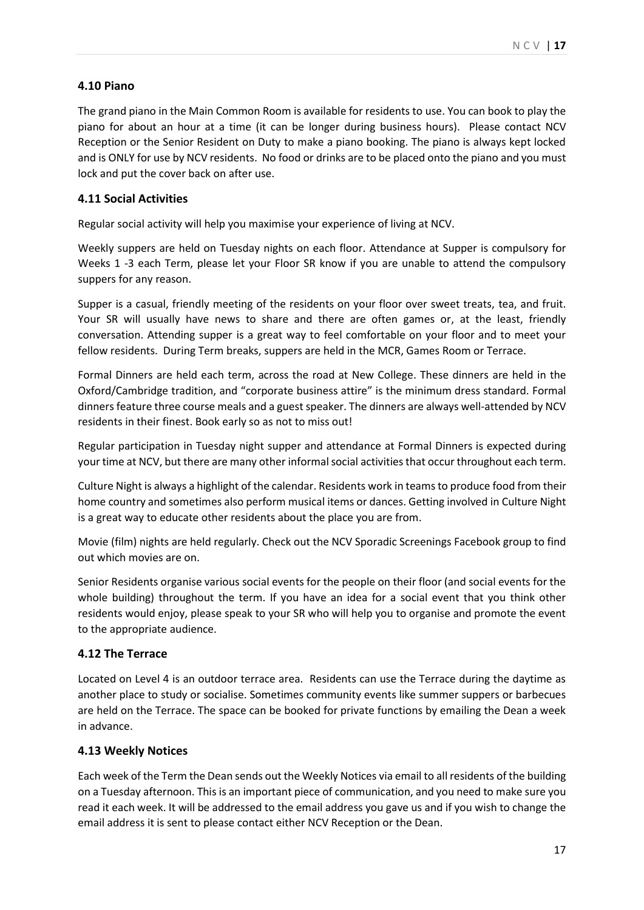### 4.10 Piano

The grand piano in the Main Common Room is available for residents to use. You can book to play the piano for about an hour at a time (it can be longer during business hours). Please contact NCV Reception or the Senior Resident on Duty to make a piano booking. The piano is always kept locked and is ONLY for use by NCV residents. No food or drinks are to be placed onto the piano and you must lock and put the cover back on after use.

### 4.11 Social Activities

Regular social activity will help you maximise your experience of living at NCV.

Weekly suppers are held on Tuesday nights on each floor. Attendance at Supper is compulsory for Weeks 1 -3 each Term, please let your Floor SR know if you are unable to attend the compulsory suppers for any reason.

Supper is a casual, friendly meeting of the residents on your floor over sweet treats, tea, and fruit. Your SR will usually have news to share and there are often games or, at the least, friendly conversation. Attending supper is a great way to feel comfortable on your floor and to meet your fellow residents. During Term breaks, suppers are held in the MCR, Games Room or Terrace.

Formal Dinners are held each term, across the road at New College. These dinners are held in the Oxford/Cambridge tradition, and "corporate business attire" is the minimum dress standard. Formal dinners feature three course meals and a guest speaker. The dinners are always well-attended by NCV residents in their finest. Book early so as not to miss out!

Regular participation in Tuesday night supper and attendance at Formal Dinners is expected during your time at NCV, but there are many other informal social activities that occur throughout each term.

Culture Night is always a highlight of the calendar. Residents work in teams to produce food from their home country and sometimes also perform musical items or dances. Getting involved in Culture Night is a great way to educate other residents about the place you are from.

Movie (film) nights are held regularly. Check out the NCV Sporadic Screenings Facebook group to find out which movies are on.

Senior Residents organise various social events for the people on their floor (and social events for the whole building) throughout the term. If you have an idea for a social event that you think other residents would enjoy, please speak to your SR who will help you to organise and promote the event to the appropriate audience.

### 4.12 The Terrace

Located on Level 4 is an outdoor terrace area. Residents can use the Terrace during the daytime as another place to study or socialise. Sometimes community events like summer suppers or barbecues are held on the Terrace. The space can be booked for private functions by emailing the Dean a week in advance.

### 4.13 Weekly Notices

Each week of the Term the Dean sends out the Weekly Notices via email to all residents of the building on a Tuesday afternoon. This is an important piece of communication, and you need to make sure you read it each week. It will be addressed to the email address you gave us and if you wish to change the email address it is sent to please contact either NCV Reception or the Dean.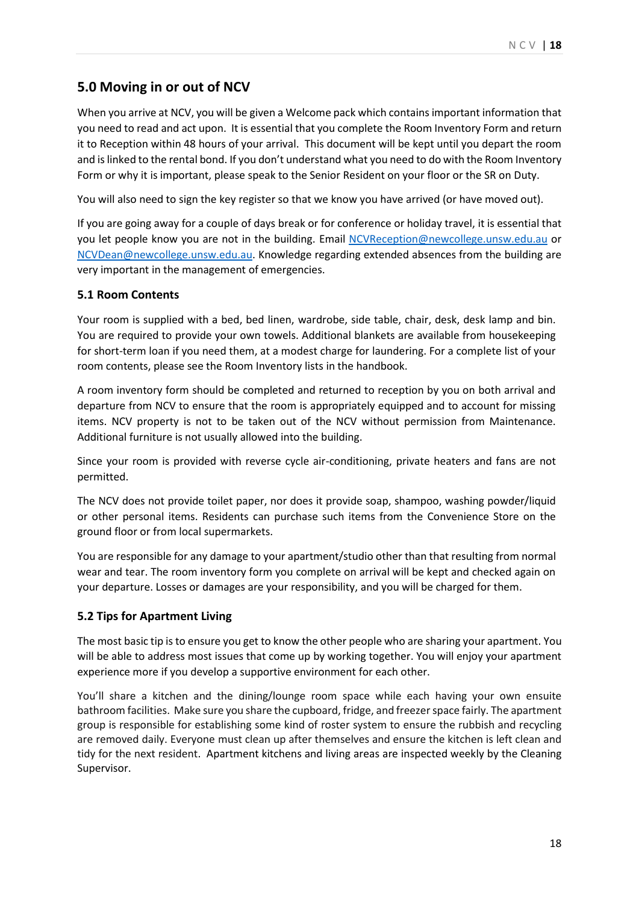## 5.0 Moving in or out of NCV

When you arrive at NCV, you will be given a Welcome pack which contains important information that you need to read and act upon. It is essential that you complete the Room Inventory Form and return it to Reception within 48 hours of your arrival. This document will be kept until you depart the room and is linked to the rental bond. If you don't understand what you need to do with the Room Inventory Form or why it is important, please speak to the Senior Resident on your floor or the SR on Duty.

You will also need to sign the key register so that we know you have arrived (or have moved out).

If you are going away for a couple of days break or for conference or holiday travel, it is essential that you let people know you are not in the building. Email NCVReception@newcollege.unsw.edu.au or NCVDean@newcollege.unsw.edu.au. Knowledge regarding extended absences from the building are very important in the management of emergencies.

### 5.1 Room Contents

Your room is supplied with a bed, bed linen, wardrobe, side table, chair, desk, desk lamp and bin. You are required to provide your own towels. Additional blankets are available from housekeeping for short-term loan if you need them, at a modest charge for laundering. For a complete list of your room contents, please see the Room Inventory lists in the handbook.

A room inventory form should be completed and returned to reception by you on both arrival and departure from NCV to ensure that the room is appropriately equipped and to account for missing items. NCV property is not to be taken out of the NCV without permission from Maintenance. Additional furniture is not usually allowed into the building.

Since your room is provided with reverse cycle air-conditioning, private heaters and fans are not permitted.

The NCV does not provide toilet paper, nor does it provide soap, shampoo, washing powder/liquid or other personal items. Residents can purchase such items from the Convenience Store on the ground floor or from local supermarkets.

You are responsible for any damage to your apartment/studio other than that resulting from normal wear and tear. The room inventory form you complete on arrival will be kept and checked again on your departure. Losses or damages are your responsibility, and you will be charged for them.

### 5.2 Tips for Apartment Living

The most basic tip is to ensure you get to know the other people who are sharing your apartment. You will be able to address most issues that come up by working together. You will enjoy your apartment experience more if you develop a supportive environment for each other.

You'll share a kitchen and the dining/lounge room space while each having your own ensuite bathroom facilities. Make sure you share the cupboard, fridge, and freezer space fairly. The apartment group is responsible for establishing some kind of roster system to ensure the rubbish and recycling are removed daily. Everyone must clean up after themselves and ensure the kitchen is left clean and tidy for the next resident. Apartment kitchens and living areas are inspected weekly by the Cleaning Supervisor.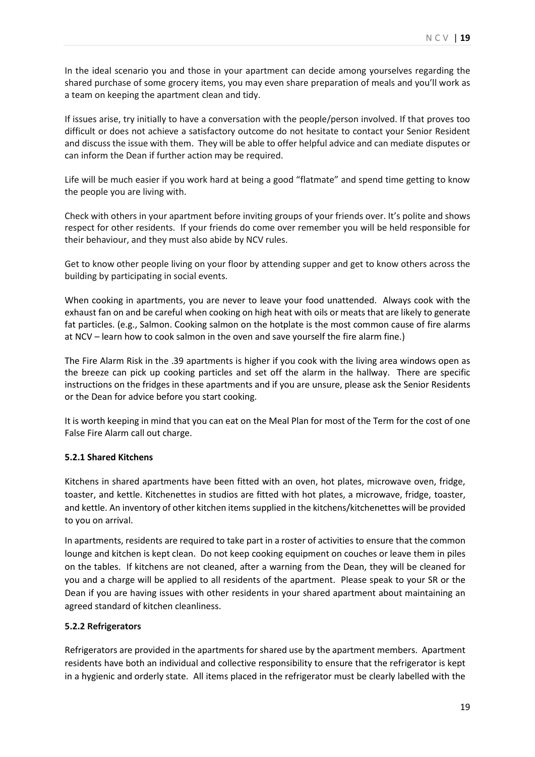In the ideal scenario you and those in your apartment can decide among yourselves regarding the shared purchase of some grocery items, you may even share preparation of meals and you'll work as a team on keeping the apartment clean and tidy.

If issues arise, try initially to have a conversation with the people/person involved. If that proves too difficult or does not achieve a satisfactory outcome do not hesitate to contact your Senior Resident and discuss the issue with them. They will be able to offer helpful advice and can mediate disputes or can inform the Dean if further action may be required.

Life will be much easier if you work hard at being a good "flatmate" and spend time getting to know the people you are living with.

Check with others in your apartment before inviting groups of your friends over. It's polite and shows respect for other residents. If your friends do come over remember you will be held responsible for their behaviour, and they must also abide by NCV rules.

Get to know other people living on your floor by attending supper and get to know others across the building by participating in social events.

When cooking in apartments, you are never to leave your food unattended. Always cook with the exhaust fan on and be careful when cooking on high heat with oils or meats that are likely to generate fat particles. (e.g., Salmon. Cooking salmon on the hotplate is the most common cause of fire alarms at NCV – learn how to cook salmon in the oven and save yourself the fire alarm fine.)

The Fire Alarm Risk in the .39 apartments is higher if you cook with the living area windows open as the breeze can pick up cooking particles and set off the alarm in the hallway. There are specific instructions on the fridges in these apartments and if you are unsure, please ask the Senior Residents or the Dean for advice before you start cooking.

It is worth keeping in mind that you can eat on the Meal Plan for most of the Term for the cost of one False Fire Alarm call out charge.

**5.2.1 Shared Kitchens**

Kitchens in shared apartments have been fitted with an oven, hot plates, microwave oven, fridge, toaster, and kettle. Kitchenettes in studios are fitted with hot plates, a microwave, fridge, toaster, and kettle. An inventory of other kitchen items supplied in the kitchens/kitchenettes will be provided to you on arrival.

In apartments, residents are required to take part in a roster of activities to ensure that the common lounge and kitchen is kept clean. Do not keep cooking equipment on couches or leave them in piles on the tables. If kitchens are not cleaned, after a warning from the Dean, they will be cleaned for you and a charge will be applied to all residents of the apartment. Please speak to your SR or the Dean if you are having issues with other residents in your shared apartment about maintaining an agreed standard of kitchen cleanliness.

**5.2.2 Refrigerators**

Refrigerators are provided in the apartments for shared use by the apartment members. Apartment residents have both an individual and collective responsibility to ensure that the refrigerator is kept in a hygienic and orderly state. All items placed in the refrigerator must be clearly labelled with the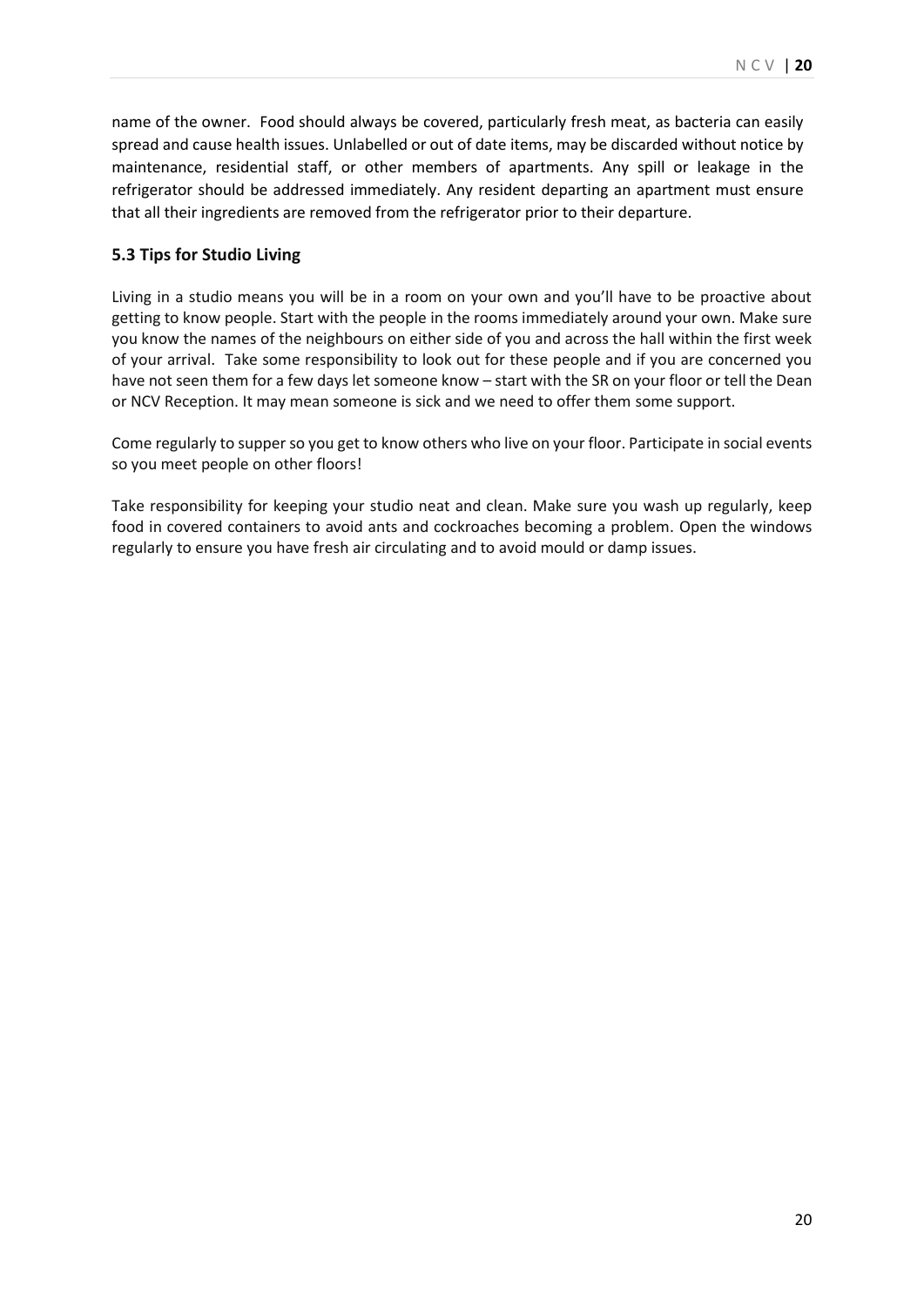name of the owner. Food should always be covered, particularly fresh meat, as bacteria can easily spread and cause health issues. Unlabelled or out of date items, may be discarded without notice by maintenance, residential staff, or other members of apartments. Any spill or leakage in the refrigerator should be addressed immediately. Any resident departing an apartment must ensure that all their ingredients are removed from the refrigerator prior to their departure.

### 5.3 Tips for Studio Living

Living in a studio means you will be in a room on your own and you'll have to be proactive about getting to know people. Start with the people in the rooms immediately around your own. Make sure you know the names of the neighbours on either side of you and across the hall within the first week of your arrival. Take some responsibility to look out for these people and if you are concerned you have not seen them for a few days let someone know – start with the SR on your floor or tell the Dean or NCV Reception. It may mean someone is sick and we need to offer them some support.

Come regularly to supper so you get to know others who live on your floor. Participate in social events so you meet people on other floors!

Take responsibility for keeping your studio neat and clean. Make sure you wash up regularly, keep food in covered containers to avoid ants and cockroaches becoming a problem. Open the windows regularly to ensure you have fresh air circulating and to avoid mould or damp issues.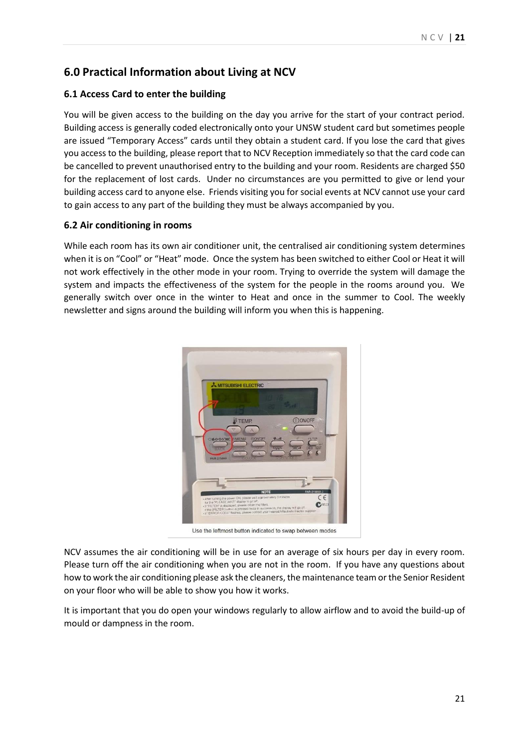## 6.0 Practical Information about Living at NCV

### 6.1 Access Card to enter the building

You will be given access to the building on the day you arrive for the start of your contract period. Building access is generally coded electronically onto your UNSW student card but sometimes people are issued "Temporary Access" cards until they obtain a student card. If you lose the card that gives you access to the building, please report that to NCV Reception immediately so that the card code can be cancelled to prevent unauthorised entry to the building and your room. Residents are charged $50 for the replacement of lost cards. Under no circumstances are you permitted to give or lend your building access card to anyone else. Friends visiting you for social events at NCV cannot use your card to gain access to any part of the building they must be always accompanied by you.

### 6.2 Air conditioning in rooms

While each room has its own air conditioner unit, the centralised air conditioning system determines when it is on "Cool" or "Heat" mode. Once the system has been switched to either Cool or Heat it will not work effectively in the other mode in your room. Trying to override the system will damage the system and impacts the effectiveness of the system for the people in the rooms around you. We generally switch over once in the winter to Heat and once in the summer to Cool. The weekly newsletter and signs around the building will inform you when this is happening.

Use the leftmost button indicated to swap between modes

NCV assumes the air conditioning will be in use for an average of six hours per day in every room. Please turn off the air conditioning when you are not in the room. If you have any questions about how to work the air conditioning please ask the cleaners, the maintenance team or the Senior Resident on your floor who will be able to show you how it works.

It is important that you do open your windows regularly to allow airflow and to avoid the build-up of mould or dampness in the room.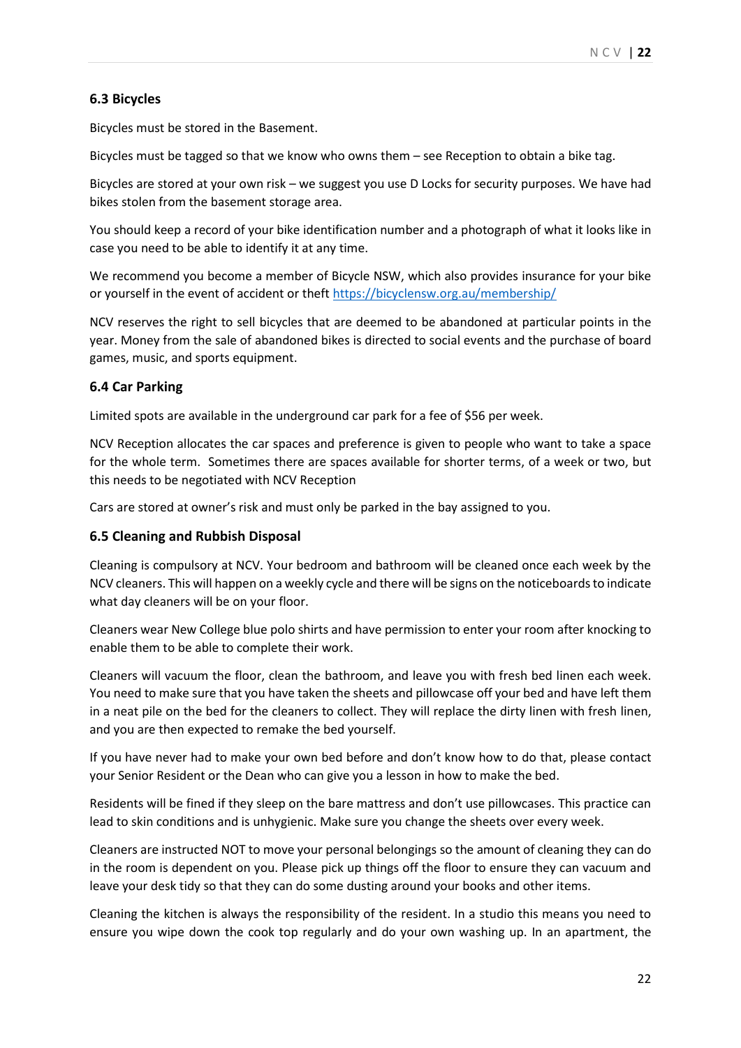### 6.3 Bicycles

Bicycles must be stored in the Basement.

Bicycles must be tagged so that we know who owns them – see Reception to obtain a bike tag.

Bicycles are stored at your own risk – we suggest you use D Locks for security purposes. We have had bikes stolen from the basement storage area.

You should keep a record of your bike identification number and a photograph of what it looks like in case you need to be able to identify it at any time.

We recommend you become a member of Bicycle NSW, which also provides insurance for your bike or yourself in the event of accident or theft https://bicyclensw.org.au/membership/

NCV reserves the right to sell bicycles that are deemed to be abandoned at particular points in the year. Money from the sale of abandoned bikes is directed to social events and the purchase of board games, music, and sports equipment.

### 6.4 Car Parking

Limited spots are available in the underground car park for a fee of $56 per week.

NCV Reception allocates the car spaces and preference is given to people who want to take a space for the whole term. Sometimes there are spaces available for shorter terms, of a week or two, but this needs to be negotiated with NCV Reception

Cars are stored at owner's risk and must only be parked in the bay assigned to you.

### 6.5 Cleaning and Rubbish Disposal

Cleaning is compulsory at NCV. Your bedroom and bathroom will be cleaned once each week by the NCV cleaners. This will happen on a weekly cycle and there will be signs on the noticeboards to indicate what day cleaners will be on your floor.

Cleaners wear New College blue polo shirts and have permission to enter your room after knocking to enable them to be able to complete their work.

Cleaners will vacuum the floor, clean the bathroom, and leave you with fresh bed linen each week. You need to make sure that you have taken the sheets and pillowcase off your bed and have left them in a neat pile on the bed for the cleaners to collect. They will replace the dirty linen with fresh linen, and you are then expected to remake the bed yourself.

If you have never had to make your own bed before and don't know how to do that, please contact your Senior Resident or the Dean who can give you a lesson in how to make the bed.

Residents will be fined if they sleep on the bare mattress and don't use pillowcases. This practice can lead to skin conditions and is unhygienic. Make sure you change the sheets over every week.

Cleaners are instructed NOT to move your personal belongings so the amount of cleaning they can do in the room is dependent on you. Please pick up things off the floor to ensure they can vacuum and leave your desk tidy so that they can do some dusting around your books and other items.

Cleaning the kitchen is always the responsibility of the resident. In a studio this means you need to ensure you wipe down the cook top regularly and do your own washing up. In an apartment, the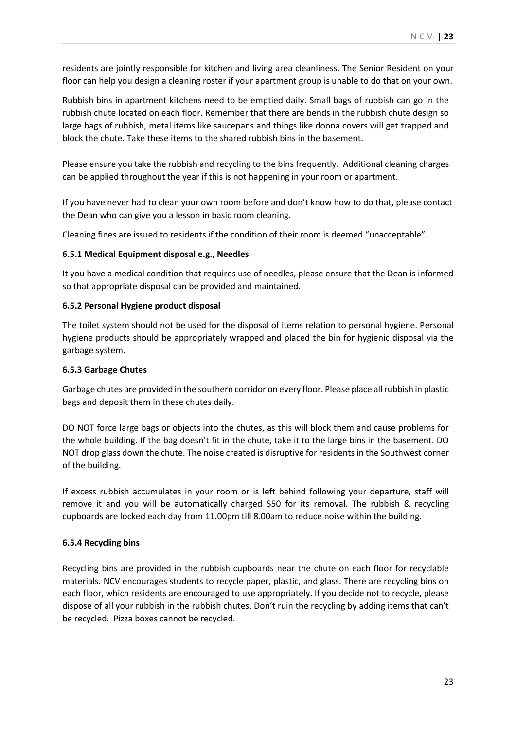residents are jointly responsible for kitchen and living area cleanliness. The Senior Resident on your floor can help you design a cleaning roster if your apartment group is unable to do that on your own.

Rubbish bins in apartment kitchens need to be emptied daily. Small bags of rubbish can go in the rubbish chute located on each floor. Remember that there are bends in the rubbish chute design so large bags of rubbish, metal items like saucepans and things like doona covers will get trapped and block the chute. Take these items to the shared rubbish bins in the basement.

Please ensure you take the rubbish and recycling to the bins frequently. Additional cleaning charges can be applied throughout the year if this is not happening in your room or apartment.

If you have never had to clean your own room before and don't know how to do that, please contact the Dean who can give you a lesson in basic room cleaning.

Cleaning fines are issued to residents if the condition of their room is deemed "unacceptable".

### 6.5.1 Medical Equipment disposal e.g., Needles

It you have a medical condition that requires use of needles, please ensure that the Dean is informed so that appropriate disposal can be provided and maintained.

### 6.5.2 Personal Hygiene product disposal

The toilet system should not be used for the disposal of items relation to personal hygiene. Personal hygiene products should be appropriately wrapped and placed the bin for hygienic disposal via the garbage system.

### 6.5.3 Garbage Chutes

Garbage chutes are provided in the southern corridor on every floor. Please place all rubbish in plastic bags and deposit them in these chutes daily.

DO NOT force large bags or objects into the chutes, as this will block them and cause problems for the whole building. If the bag doesn't fit in the chute, take it to the large bins in the basement. DO NOT drop glass down the chute. The noise created is disruptive for residents in the Southwest corner of the building.

If excess rubbish accumulates in your room or is left behind following your departure, staff will remove it and you will be automatically charged $50 for its removal. The rubbish & recycling cupboards are locked each day from 11.00pm till 8.00am to reduce noise within the building.

### 6.5.4 Recycling bins

Recycling bins are provided in the rubbish cupboards near the chute on each floor for recyclable materials. NCV encourages students to recycle paper, plastic, and glass. There are recycling bins on each floor, which residents are encouraged to use appropriately. If you decide not to recycle, please dispose of all your rubbish in the rubbish chutes. Don't ruin the recycling by adding items that can't be recycled. Pizza boxes cannot be recycled.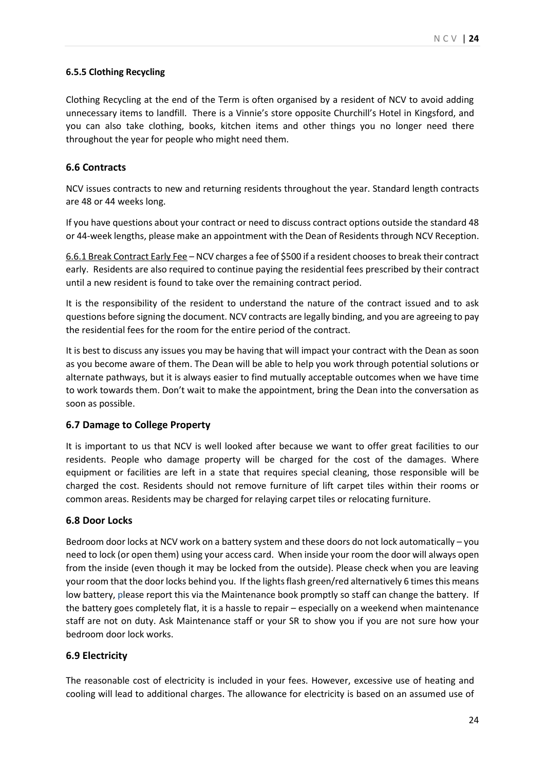#### 6.5.5 Clothing Recycling

Clothing Recycling at the end of the Term is often organised by a resident of NCV to avoid adding unnecessary items to landfill. There is a Vinnie's store opposite Churchill's Hotel in Kingsford, and you can also take clothing, books, kitchen items and other things you no longer need there throughout the year for people who might need them.

### 6.6 Contracts

NCV issues contracts to new and returning residents throughout the year. Standard length contracts are 48 or 44 weeks long.

If you have questions about your contract or need to discuss contract options outside the standard 48 or 44-week lengths, please make an appointment with the Dean of Residents through NCV Reception.

6.6.1 Break Contract Early Fee – NCV charges a fee of $500 if a resident chooses to break their contract early. Residents are also required to continue paying the residential fees prescribed by their contract until a new resident is found to take over the remaining contract period.

It is the responsibility of the resident to understand the nature of the contract issued and to ask questions before signing the document. NCV contracts are legally binding, and you are agreeing to pay the residential fees for the room for the entire period of the contract.

It is best to discuss any issues you may be having that will impact your contract with the Dean as soon as you become aware of them. The Dean will be able to help you work through potential solutions or alternate pathways, but it is always easier to find mutually acceptable outcomes when we have time to work towards them. Don't wait to make the appointment, bring the Dean into the conversation as soon as possible.

### 6.7 Damage to College Property

It is important to us that NCV is well looked after because we want to offer great facilities to our residents. People who damage property will be charged for the cost of the damages. Where equipment or facilities are left in a state that requires special cleaning, those responsible will be charged the cost. Residents should not remove furniture of lift carpet tiles within their rooms or common areas. Residents may be charged for relaying carpet tiles or relocating furniture.

### 6.8 Door Locks

Bedroom door locks at NCV work on a battery system and these doors do not lock automatically – you need to lock (or open them) using your access card. When inside your room the door will always open from the inside (even though it may be locked from the outside). Please check when you are leaving your room that the door locks behind you. If the lights flash green/red alternatively 6 times this means low battery, please report this via the Maintenance book promptly so staff can change the battery. If the battery goes completely flat, it is a hassle to repair – especially on a weekend when maintenance staff are not on duty. Ask Maintenance staff or your SR to show you if you are not sure how your bedroom door lock works.

### 6.9 Electricity

The reasonable cost of electricity is included in your fees. However, excessive use of heating and cooling will lead to additional charges. The allowance for electricity is based on an assumed use of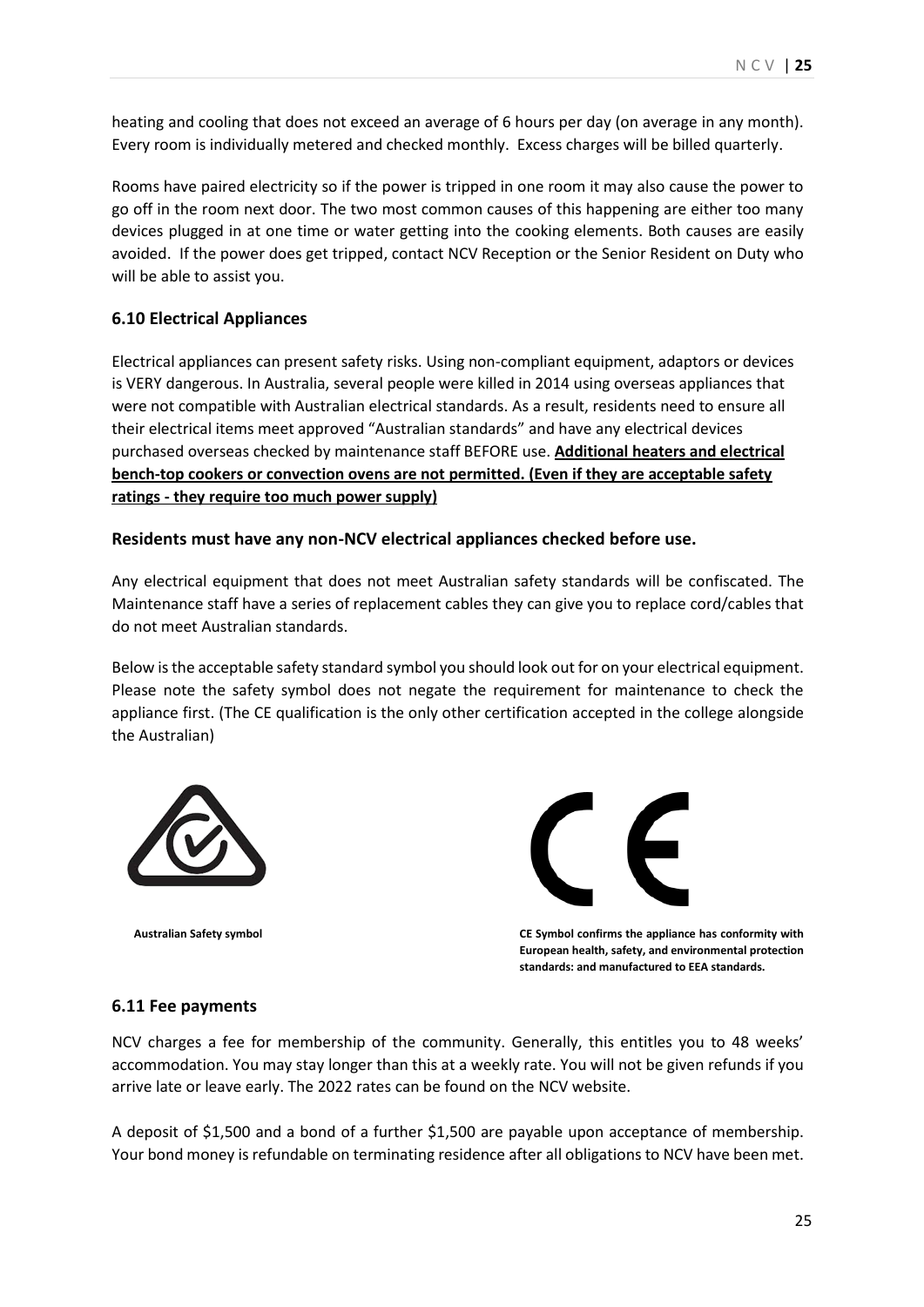heating and cooling that does not exceed an average of 6 hours per day (on average in any month). Every room is individually metered and checked monthly. Excess charges will be billed quarterly.

Rooms have paired electricity so if the power is tripped in one room it may also cause the power to go off in the room next door. The two most common causes of this happening are either too many devices plugged in at one time or water getting into the cooking elements. Both causes are easily avoided. If the power does get tripped, contact NCV Reception or the Senior Resident on Duty who will be able to assist you.

### 6.10 Electrical Appliances

Electrical appliances can present safety risks. Using non-compliant equipment, adaptors or devices is VERY dangerous. In Australia, several people were killed in 2014 using overseas appliances that were not compatible with Australian electrical standards. As a result, residents need to ensure all their electrical items meet approved "Australian standards" and have any electrical devices purchased overseas checked by maintenance staff BEFORE use. **Additional heaters and electrical bench-top cookers or convection ovens are not permitted. (Even if they are acceptable safety ratings - they require too much power supply)**

**Residents must have any non-NCV electrical appliances checked before use.**

Any electrical equipment that does not meet Australian safety standards will be confiscated. The Maintenance staff have a series of replacement cables they can give you to replace cord/cables that do not meet Australian standards.

Below is the acceptable safety standard symbol you should look out for on your electrical equipment. Please note the safety symbol does not negate the requirement for maintenance to check the appliance first. (The CE qualification is the only other certification accepted in the college alongside the Australian)

**Australian Safety symbol**

**CE Symbol confirms the appliance has conformity with European health, safety, and environmental protection standards: and manufactured to EEA standards.**

### 6.11 Fee payments

NCV charges a fee for membership of the community. Generally, this entitles you to 48 weeks' accommodation. You may stay longer than this at a weekly rate. You will not be given refunds if you arrive late or leave early. The 2022 rates can be found on the NCV website.

A deposit of $1,500 and a bond of a further $1,500 are payable upon acceptance of membership. Your bond money is refundable on terminating residence after all obligations to NCV have been met.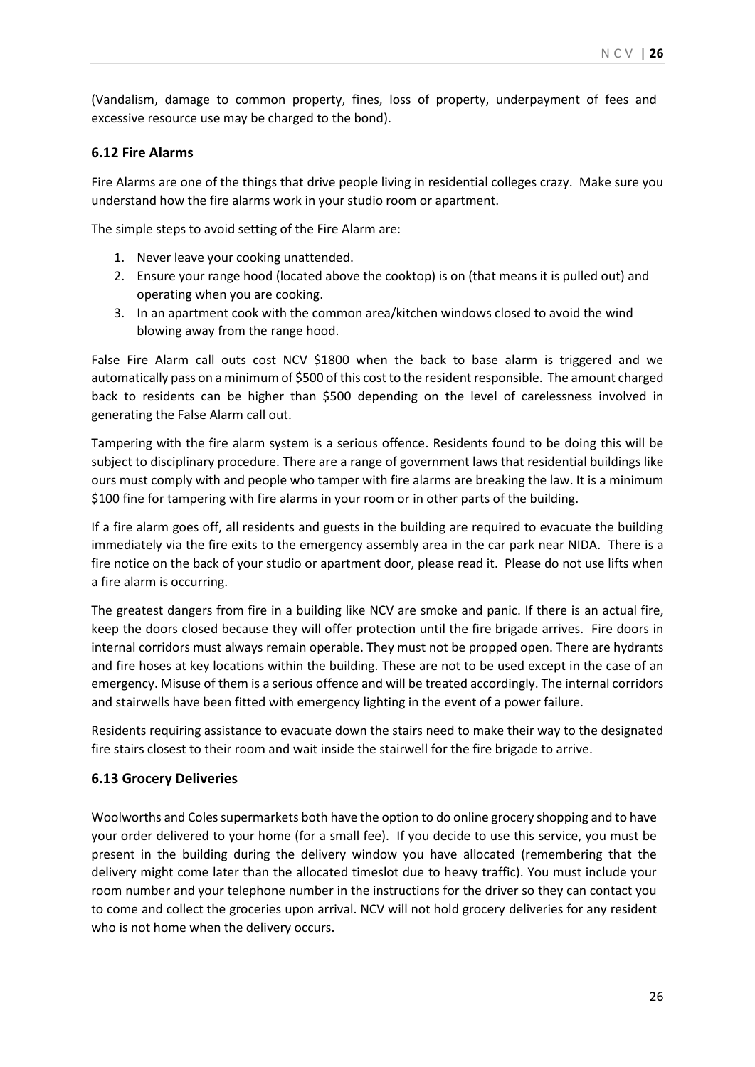(Vandalism, damage to common property, fines, loss of property, underpayment of fees and excessive resource use may be charged to the bond).

### 6.12 Fire Alarms

Fire Alarms are one of the things that drive people living in residential colleges crazy. Make sure you understand how the fire alarms work in your studio room or apartment.

The simple steps to avoid setting of the Fire Alarm are:

1. Never leave your cooking unattended.
2. Ensure your range hood (located above the cooktop) is on (that means it is pulled out) and operating when you are cooking.
3. In an apartment cook with the common area/kitchen windows closed to avoid the wind blowing away from the range hood.

False Fire Alarm call outs cost NCV $1800 when the back to base alarm is triggered and we automatically pass on a minimum of $500 of this cost to the resident responsible. The amount charged back to residents can be higher than $500 depending on the level of carelessness involved in generating the False Alarm call out.

Tampering with the fire alarm system is a serious offence. Residents found to be doing this will be subject to disciplinary procedure. There are a range of government laws that residential buildings like ours must comply with and people who tamper with fire alarms are breaking the law. It is a minimum $100 fine for tampering with fire alarms in your room or in other parts of the building.

If a fire alarm goes off, all residents and guests in the building are required to evacuate the building immediately via the fire exits to the emergency assembly area in the car park near NIDA. There is a fire notice on the back of your studio or apartment door, please read it. Please do not use lifts when a fire alarm is occurring.

The greatest dangers from fire in a building like NCV are smoke and panic. If there is an actual fire, keep the doors closed because they will offer protection until the fire brigade arrives. Fire doors in internal corridors must always remain operable. They must not be propped open. There are hydrants and fire hoses at key locations within the building. These are not to be used except in the case of an emergency. Misuse of them is a serious offence and will be treated accordingly. The internal corridors and stairwells have been fitted with emergency lighting in the event of a power failure.

Residents requiring assistance to evacuate down the stairs need to make their way to the designated fire stairs closest to their room and wait inside the stairwell for the fire brigade to arrive.

### 6.13 Grocery Deliveries

Woolworths and Coles supermarkets both have the option to do online grocery shopping and to have your order delivered to your home (for a small fee). If you decide to use this service, you must be present in the building during the delivery window you have allocated (remembering that the delivery might come later than the allocated timeslot due to heavy traffic). You must include your room number and your telephone number in the instructions for the driver so they can contact you to come and collect the groceries upon arrival. NCV will not hold grocery deliveries for any resident who is not home when the delivery occurs.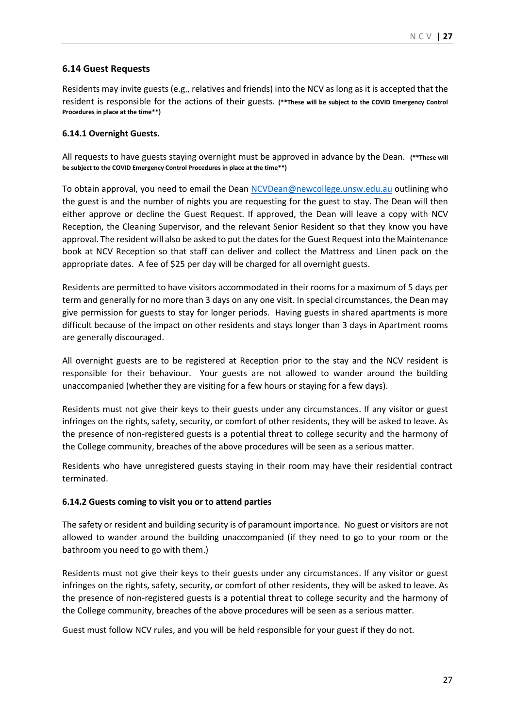### 6.14 Guest Requests

Residents may invite guests (e.g., relatives and friends) into the NCV as long as it is accepted that the resident is responsible for the actions of their guests. **(**These will be subject to the COVID Emergency Control Procedures in place at the time**)**

#### 6.14.1 Overnight Guests.

All requests to have guests staying overnight must be approved in advance by the Dean. **(**These will be subject to the COVID Emergency Control Procedures in place at the time**)**

To obtain approval, you need to email the Dean [NCVDean@newcollege.unsw.edu.au](mailto:NCVDean@newcollege.unsw.edu.au) outlining who the guest is and the number of nights you are requesting for the guest to stay. The Dean will then either approve or decline the Guest Request. If approved, the Dean will leave a copy with NCV Reception, the Cleaning Supervisor, and the relevant Senior Resident so that they know you have approval. The resident will also be asked to put the dates for the Guest Request into the Maintenance book at NCV Reception so that staff can deliver and collect the Mattress and Linen pack on the appropriate dates. A fee of $25 per day will be charged for all overnight guests.

Residents are permitted to have visitors accommodated in their rooms for a maximum of 5 days per term and generally for no more than 3 days on any one visit. In special circumstances, the Dean may give permission for guests to stay for longer periods. Having guests in shared apartments is more difficult because of the impact on other residents and stays longer than 3 days in Apartment rooms are generally discouraged.

All overnight guests are to be registered at Reception prior to the stay and the NCV resident is responsible for their behaviour. Your guests are not allowed to wander around the building unaccompanied (whether they are visiting for a few hours or staying for a few days).

Residents must not give their keys to their guests under any circumstances. If any visitor or guest infringes on the rights, safety, security, or comfort of other residents, they will be asked to leave. As the presence of non-registered guests is a potential threat to college security and the harmony of the College community, breaches of the above procedures will be seen as a serious matter.

Residents who have unregistered guests staying in their room may have their residential contract terminated.

#### 6.14.2 Guests coming to visit you or to attend parties

The safety or resident and building security is of paramount importance. No guest or visitors are not allowed to wander around the building unaccompanied (if they need to go to your room or the bathroom you need to go with them.)

Residents must not give their keys to their guests under any circumstances. If any visitor or guest infringes on the rights, safety, security, or comfort of other residents, they will be asked to leave. As the presence of non-registered guests is a potential threat to college security and the harmony of the College community, breaches of the above procedures will be seen as a serious matter.

Guest must follow NCV rules, and you will be held responsible for your guest if they do not.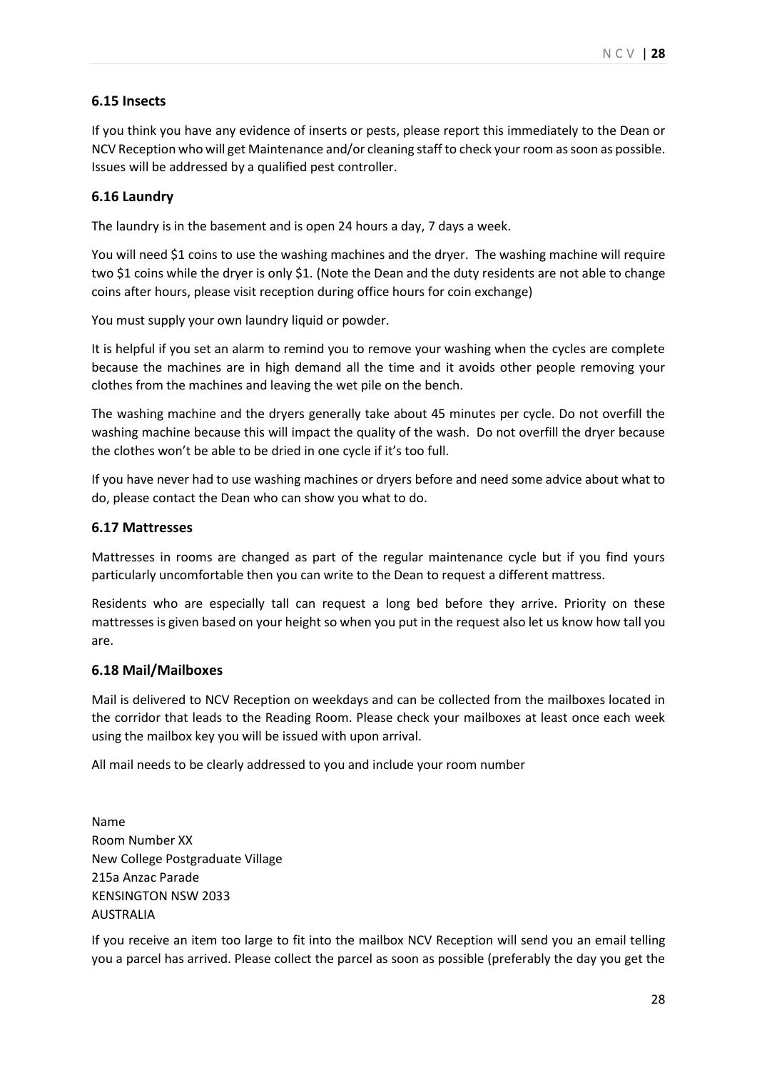### 6.15 Insects

If you think you have any evidence of inserts or pests, please report this immediately to the Dean or NCV Reception who will get Maintenance and/or cleaning staff to check your room as soon as possible. Issues will be addressed by a qualified pest controller.

### 6.16 Laundry

The laundry is in the basement and is open 24 hours a day, 7 days a week.

You will need $1 coins to use the washing machines and the dryer. The washing machine will require two $1 coins while the dryer is only $1. (Note the Dean and the duty residents are not able to change coins after hours, please visit reception during office hours for coin exchange)

You must supply your own laundry liquid or powder.

It is helpful if you set an alarm to remind you to remove your washing when the cycles are complete because the machines are in high demand all the time and it avoids other people removing your clothes from the machines and leaving the wet pile on the bench.

The washing machine and the dryers generally take about 45 minutes per cycle. Do not overfill the washing machine because this will impact the quality of the wash. Do not overfill the dryer because the clothes won't be able to be dried in one cycle if it's too full.

If you have never had to use washing machines or dryers before and need some advice about what to do, please contact the Dean who can show you what to do.

### 6.17 Mattresses

Mattresses in rooms are changed as part of the regular maintenance cycle but if you find yours particularly uncomfortable then you can write to the Dean to request a different mattress.

Residents who are especially tall can request a long bed before they arrive. Priority on these mattresses is given based on your height so when you put in the request also let us know how tall you are.

### 6.18 Mail/Mailboxes

Mail is delivered to NCV Reception on weekdays and can be collected from the mailboxes located in the corridor that leads to the Reading Room. Please check your mailboxes at least once each week using the mailbox key you will be issued with upon arrival.

All mail needs to be clearly addressed to you and include your room number

Name
Room Number XX
New College Postgraduate Village
215a Anzac Parade
KENSINGTON NSW 2033
AUSTRALIA

If you receive an item too large to fit into the mailbox NCV Reception will send you an email telling you a parcel has arrived. Please collect the parcel as soon as possible (preferably the day you get the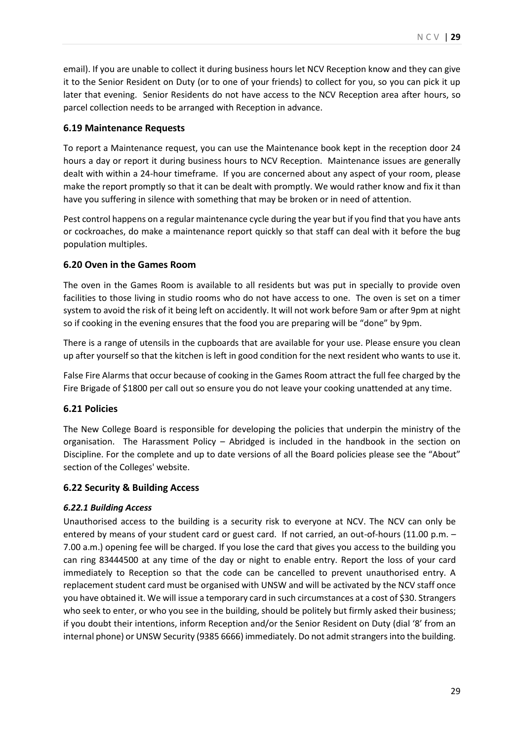email). If you are unable to collect it during business hours let NCV Reception know and they can give it to the Senior Resident on Duty (or to one of your friends) to collect for you, so you can pick it up later that evening. Senior Residents do not have access to the NCV Reception area after hours, so parcel collection needs to be arranged with Reception in advance.

### 6.19 Maintenance Requests

To report a Maintenance request, you can use the Maintenance book kept in the reception door 24 hours a day or report it during business hours to NCV Reception. Maintenance issues are generally dealt with within a 24-hour timeframe. If you are concerned about any aspect of your room, please make the report promptly so that it can be dealt with promptly. We would rather know and fix it than have you suffering in silence with something that may be broken or in need of attention.

Pest control happens on a regular maintenance cycle during the year but if you find that you have ants or cockroaches, do make a maintenance report quickly so that staff can deal with it before the bug population multiples.

### 6.20 Oven in the Games Room

The oven in the Games Room is available to all residents but was put in specially to provide oven facilities to those living in studio rooms who do not have access to one. The oven is set on a timer system to avoid the risk of it being left on accidently. It will not work before 9am or after 9pm at night so if cooking in the evening ensures that the food you are preparing will be "done" by 9pm.

There is a range of utensils in the cupboards that are available for your use. Please ensure you clean up after yourself so that the kitchen is left in good condition for the next resident who wants to use it.

False Fire Alarms that occur because of cooking in the Games Room attract the full fee charged by the Fire Brigade of $1800 per call out so ensure you do not leave your cooking unattended at any time.

### 6.21 Policies

The New College Board is responsible for developing the policies that underpin the ministry of the organisation. The Harassment Policy – Abridged is included in the handbook in the section on Discipline. For the complete and up to date versions of all the Board policies please see the "About" section of the Colleges' website.

### 6.22 Security & Building Access

#### *6.22.1 Building Access*

Unauthorised access to the building is a security risk to everyone at NCV. The NCV can only be entered by means of your student card or guest card. If not carried, an out-of-hours (11.00 p.m. – 7.00 a.m.) opening fee will be charged. If you lose the card that gives you access to the building you can ring 83444500 at any time of the day or night to enable entry. Report the loss of your card immediately to Reception so that the code can be cancelled to prevent unauthorised entry. A replacement student card must be organised with UNSW and will be activated by the NCV staff once you have obtained it. We will issue a temporary card in such circumstances at a cost of $30. Strangers who seek to enter, or who you see in the building, should be politely but firmly asked their business; if you doubt their intentions, inform Reception and/or the Senior Resident on Duty (dial '8' from an internal phone) or UNSW Security (9385 6666) immediately. Do not admit strangers into the building.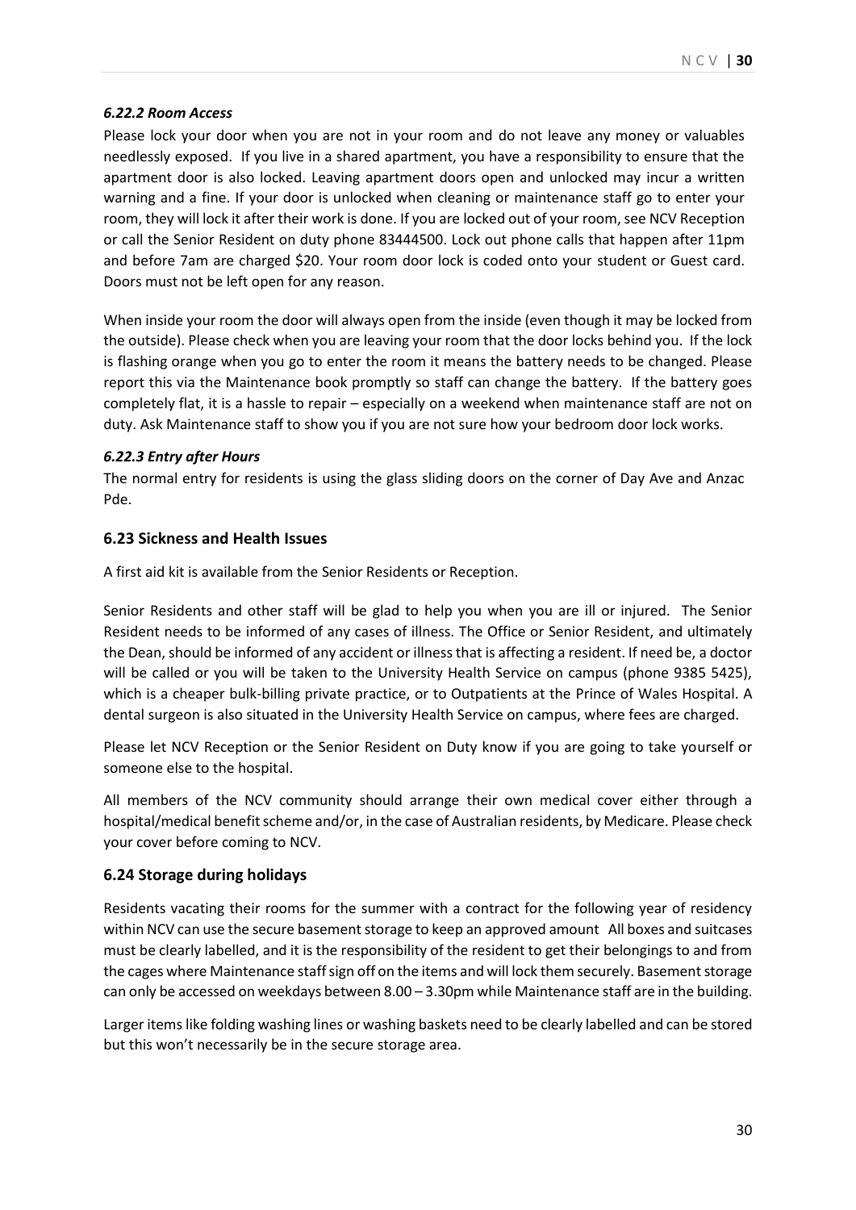#### *6.22.2 Room Access*

Please lock your door when you are not in your room and do not leave any money or valuables needlessly exposed. If you live in a shared apartment, you have a responsibility to ensure that the apartment door is also locked. Leaving apartment doors open and unlocked may incur a written warning and a fine. If your door is unlocked when cleaning or maintenance staff go to enter your room, they will lock it after their work is done. If you are locked out of your room, see NCV Reception or call the Senior Resident on duty phone 83444500. Lock out phone calls that happen after 11pm and before 7am are charged $20. Your room door lock is coded onto your student or Guest card. Doors must not be left open for any reason.

When inside your room the door will always open from the inside (even though it may be locked from the outside). Please check when you are leaving your room that the door locks behind you. If the lock is flashing orange when you go to enter the room it means the battery needs to be changed. Please report this via the Maintenance book promptly so staff can change the battery. If the battery goes completely flat, it is a hassle to repair – especially on a weekend when maintenance staff are not on duty. Ask Maintenance staff to show you if you are not sure how your bedroom door lock works.

#### *6.22.3 Entry after Hours*

The normal entry for residents is using the glass sliding doors on the corner of Day Ave and Anzac Pde.

### 6.23 Sickness and Health Issues

A first aid kit is available from the Senior Residents or Reception.

Senior Residents and other staff will be glad to help you when you are ill or injured. The Senior Resident needs to be informed of any cases of illness. The Office or Senior Resident, and ultimately the Dean, should be informed of any accident or illness that is affecting a resident. If need be, a doctor will be called or you will be taken to the University Health Service on campus (phone 9385 5425), which is a cheaper bulk-billing private practice, or to Outpatients at the Prince of Wales Hospital. A dental surgeon is also situated in the University Health Service on campus, where fees are charged.

Please let NCV Reception or the Senior Resident on Duty know if you are going to take yourself or someone else to the hospital.

All members of the NCV community should arrange their own medical cover either through a hospital/medical benefit scheme and/or, in the case of Australian residents, by Medicare. Please check your cover before coming to NCV.

### 6.24 Storage during holidays

Residents vacating their rooms for the summer with a contract for the following year of residency within NCV can use the secure basement storage to keep an approved amount All boxes and suitcases must be clearly labelled, and it is the responsibility of the resident to get their belongings to and from the cages where Maintenance staff sign off on the items and will lock them securely. Basement storage can only be accessed on weekdays between 8.00 – 3.30pm while Maintenance staff are in the building.

Larger items like folding washing lines or washing baskets need to be clearly labelled and can be stored but this won't necessarily be in the secure storage area.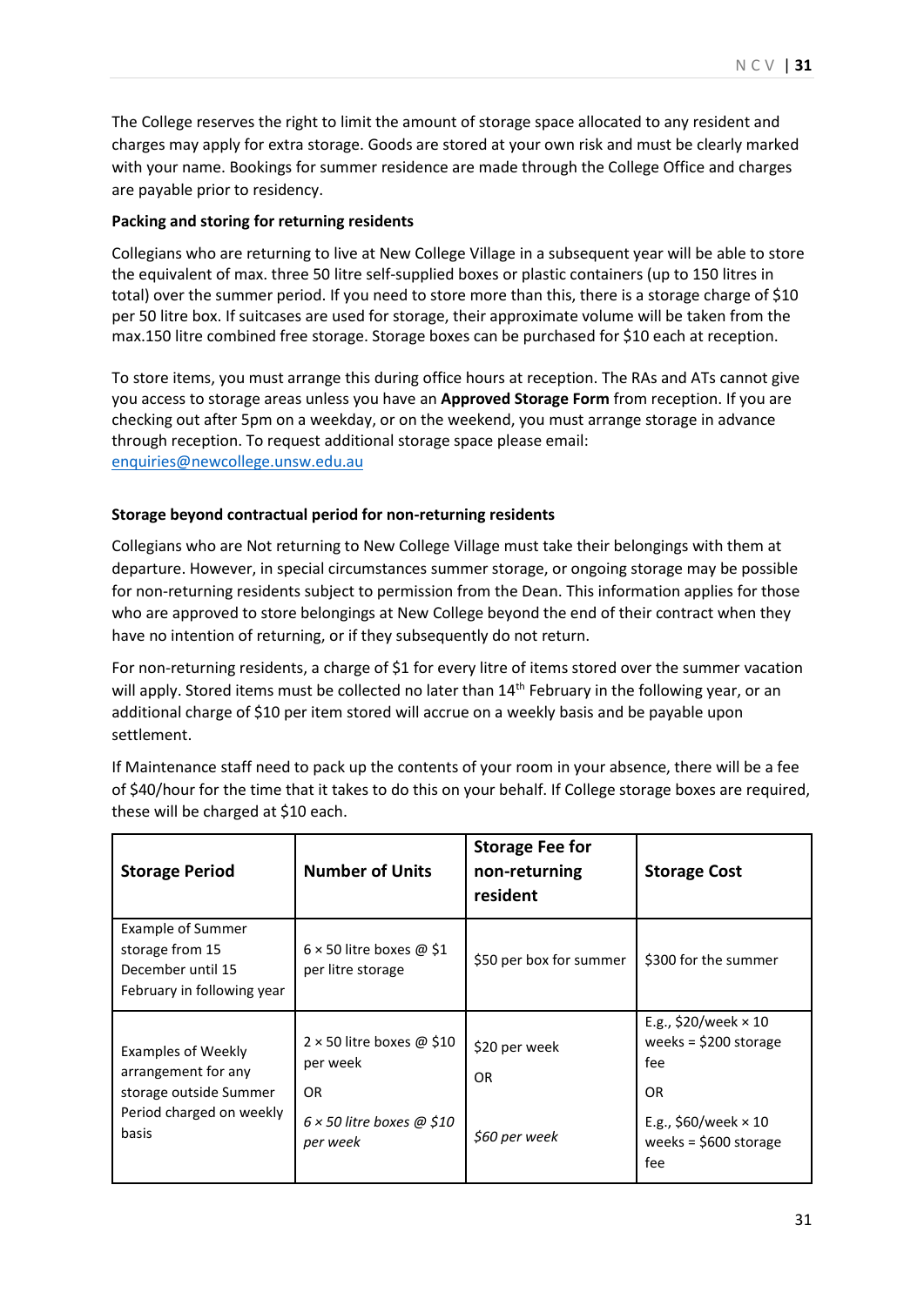The College reserves the right to limit the amount of storage space allocated to any resident and charges may apply for extra storage. Goods are stored at your own risk and must be clearly marked with your name. Bookings for summer residence are made through the College Office and charges are payable prior to residency.

**Packing and storing for returning residents**

Collegians who are returning to live at New College Village in a subsequent year will be able to store the equivalent of max. three 50 litre self-supplied boxes or plastic containers (up to 150 litres in total) over the summer period. If you need to store more than this, there is a storage charge of $10 per 50 litre box. If suitcases are used for storage, their approximate volume will be taken from the max.150 litre combined free storage. Storage boxes can be purchased for $10 each at reception.

To store items, you must arrange this during office hours at reception. The RAs and ATs cannot give you access to storage areas unless you have an **Approved Storage Form** from reception. If you are checking out after 5pm on a weekday, or on the weekend, you must arrange storage in advance through reception. To request additional storage space please email: [enquiries@newcollege.unsw.edu.au](mailto:enquiries@newcollege.unsw.edu.au)

**Storage beyond contractual period for non-returning residents**

Collegians who are Not returning to New College Village must take their belongings with them at departure. However, in special circumstances summer storage, or ongoing storage may be possible for non-returning residents subject to permission from the Dean. This information applies for those who are approved to store belongings at New College beyond the end of their contract when they have no intention of returning, or if they subsequently do not return.

For non-returning residents, a charge of $1 for every litre of items stored over the summer vacation will apply. Stored items must be collected no later than 14th February in the following year, or an additional charge of $10 per item stored will accrue on a weekly basis and be payable upon settlement.

If Maintenance staff need to pack up the contents of your room in your absence, there will be a fee of $40/hour for the time that it takes to do this on your behalf. If College storage boxes are required, these will be charged at $10 each.

| Storage Period | Number of Units | Storage Fee for non-returning resident | Storage Cost |
|---|---|---|---|
| Example of Summer storage from 15 December until 15 February in following year | 6 × 50 litre boxes @ $1 per litre storage | $50 per box for summer | $300 for the summer |
| Examples of Weekly arrangement for any storage outside Summer Period charged on weekly basis | 2 × 50 litre boxes @ $10 per week<br>OR<br>*6 × 50 litre boxes @ $10 per week* | $20 per week<br>OR<br>*$60 per week* | E.g., $20/week × 10 weeks = $200 storage fee<br>OR<br>E.g., $60/week × 10 weeks = $600 storage fee |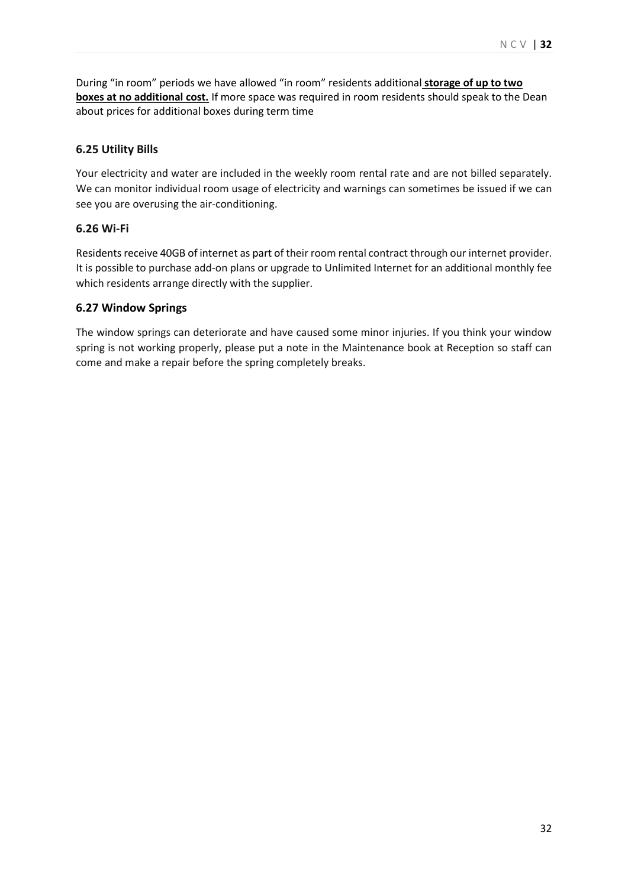During "in room" periods we have allowed "in room" residents additional **storage of up to two boxes at no additional cost.** If more space was required in room residents should speak to the Dean about prices for additional boxes during term time

### 6.25 Utility Bills

Your electricity and water are included in the weekly room rental rate and are not billed separately. We can monitor individual room usage of electricity and warnings can sometimes be issued if we can see you are overusing the air-conditioning.

### 6.26 Wi-Fi

Residents receive 40GB of internet as part of their room rental contract through our internet provider. It is possible to purchase add-on plans or upgrade to Unlimited Internet for an additional monthly fee which residents arrange directly with the supplier.

### 6.27 Window Springs

The window springs can deteriorate and have caused some minor injuries. If you think your window spring is not working properly, please put a note in the Maintenance book at Reception so staff can come and make a repair before the spring completely breaks.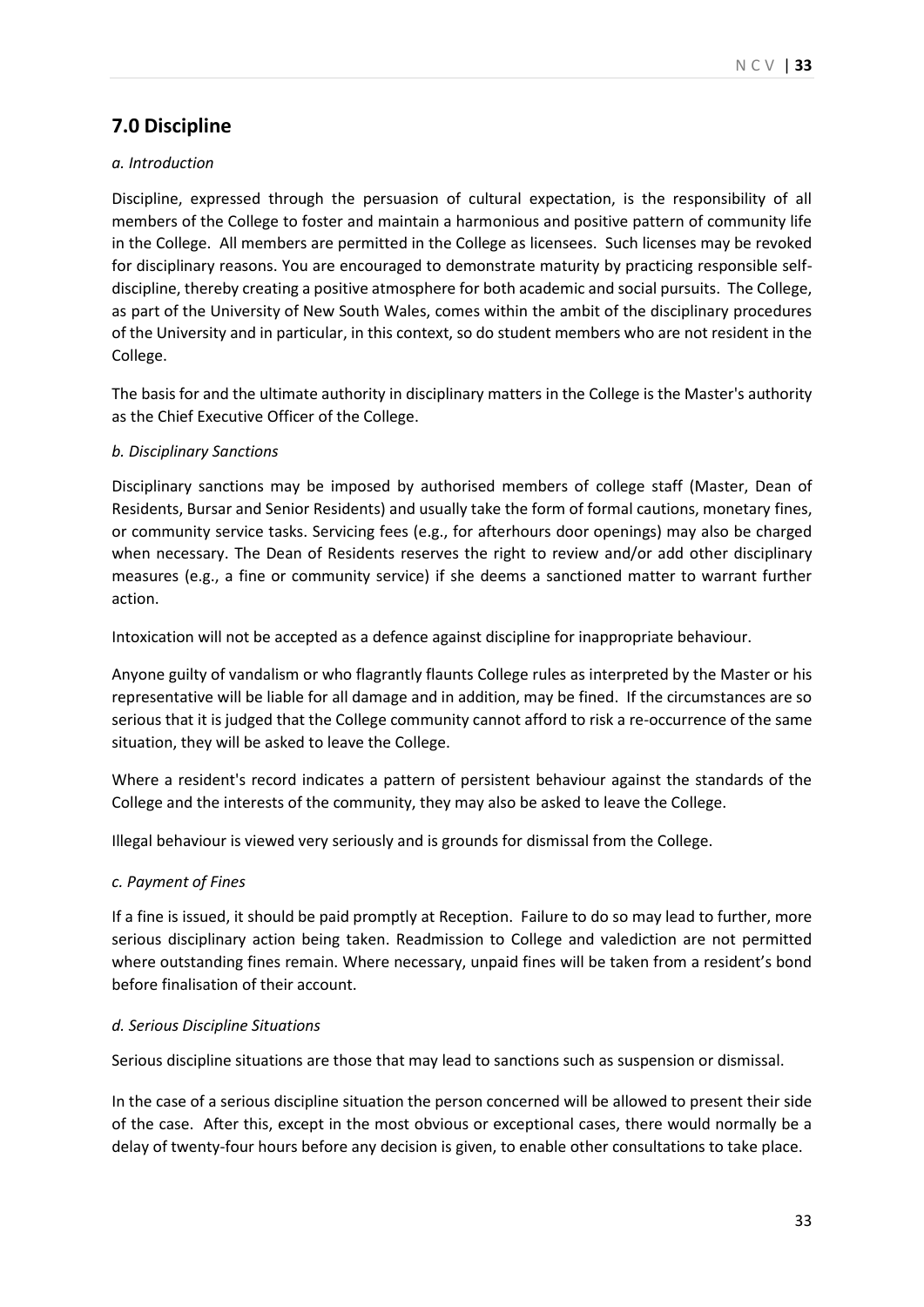## 7.0 Discipline

*a. Introduction*

Discipline, expressed through the persuasion of cultural expectation, is the responsibility of all members of the College to foster and maintain a harmonious and positive pattern of community life in the College. All members are permitted in the College as licensees. Such licenses may be revoked for disciplinary reasons. You are encouraged to demonstrate maturity by practicing responsible self-discipline, thereby creating a positive atmosphere for both academic and social pursuits. The College, as part of the University of New South Wales, comes within the ambit of the disciplinary procedures of the University and in particular, in this context, so do student members who are not resident in the College.

The basis for and the ultimate authority in disciplinary matters in the College is the Master's authority as the Chief Executive Officer of the College.

*b. Disciplinary Sanctions*

Disciplinary sanctions may be imposed by authorised members of college staff (Master, Dean of Residents, Bursar and Senior Residents) and usually take the form of formal cautions, monetary fines, or community service tasks. Servicing fees (e.g., for afterhours door openings) may also be charged when necessary. The Dean of Residents reserves the right to review and/or add other disciplinary measures (e.g., a fine or community service) if she deems a sanctioned matter to warrant further action.

Intoxication will not be accepted as a defence against discipline for inappropriate behaviour.

Anyone guilty of vandalism or who flagrantly flaunts College rules as interpreted by the Master or his representative will be liable for all damage and in addition, may be fined. If the circumstances are so serious that it is judged that the College community cannot afford to risk a re-occurrence of the same situation, they will be asked to leave the College.

Where a resident's record indicates a pattern of persistent behaviour against the standards of the College and the interests of the community, they may also be asked to leave the College.

Illegal behaviour is viewed very seriously and is grounds for dismissal from the College.

*c. Payment of Fines*

If a fine is issued, it should be paid promptly at Reception. Failure to do so may lead to further, more serious disciplinary action being taken. Readmission to College and valediction are not permitted where outstanding fines remain. Where necessary, unpaid fines will be taken from a resident's bond before finalisation of their account.

*d. Serious Discipline Situations*

Serious discipline situations are those that may lead to sanctions such as suspension or dismissal.

In the case of a serious discipline situation the person concerned will be allowed to present their side of the case. After this, except in the most obvious or exceptional cases, there would normally be a delay of twenty-four hours before any decision is given, to enable other consultations to take place.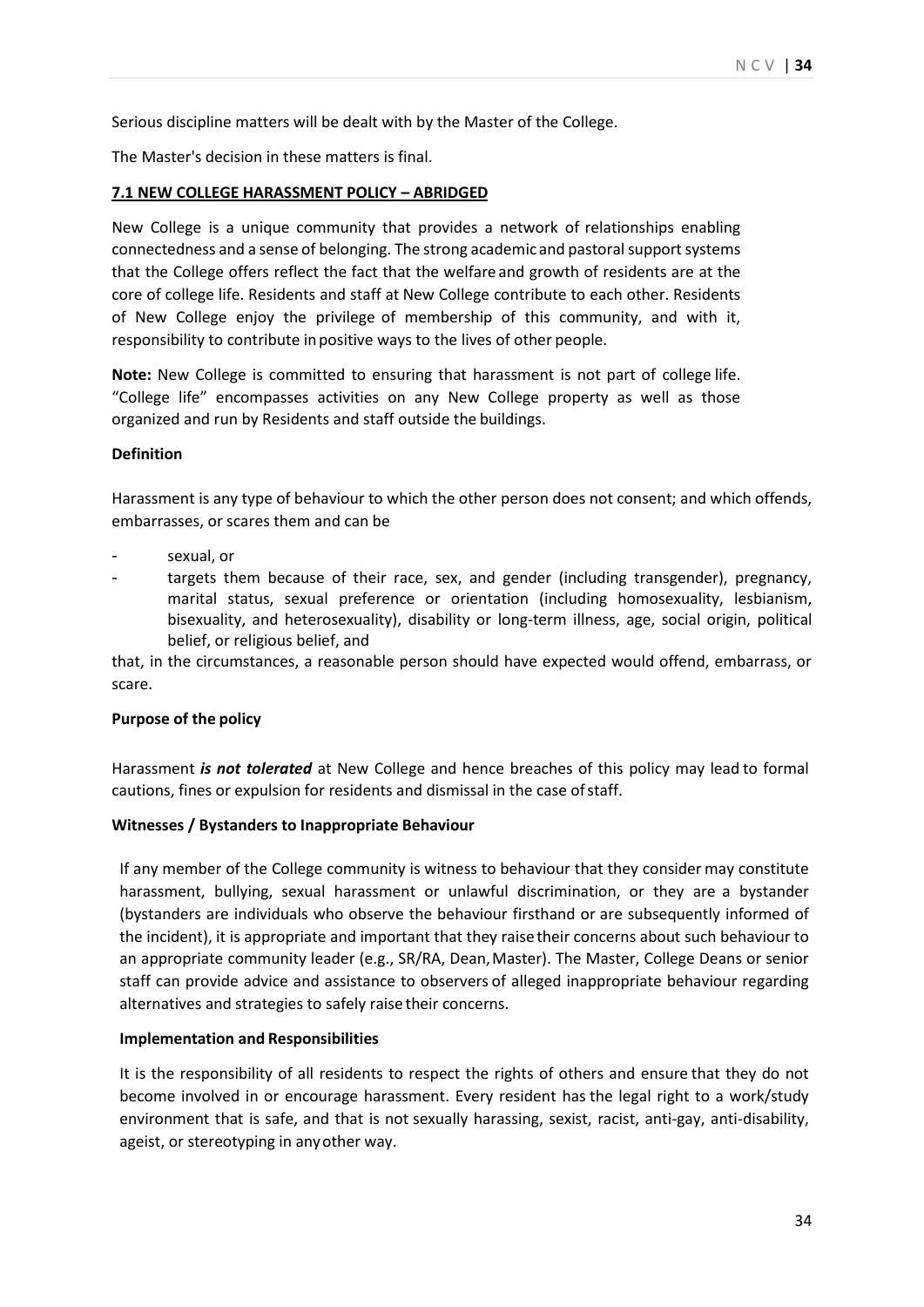Serious discipline matters will be dealt with by the Master of the College.

The Master's decision in these matters is final.

## 7.1 NEW COLLEGE HARASSMENT POLICY – ABRIDGED

New College is a unique community that provides a network of relationships enabling connectedness and a sense of belonging. The strong academic and pastoral support systems that the College offers reflect the fact that the welfare and growth of residents are at the core of college life. Residents and staff at New College contribute to each other. Residents of New College enjoy the privilege of membership of this community, and with it, responsibility to contribute in positive ways to the lives of other people.

**Note:** New College is committed to ensuring that harassment is not part of college life. "College life" encompasses activities on any New College property as well as those organized and run by Residents and staff outside the buildings.

### Definition

Harassment is any type of behaviour to which the other person does not consent; and which offends, embarrasses, or scares them and can be

- sexual, or
- targets them because of their race, sex, and gender (including transgender), pregnancy, marital status, sexual preference or orientation (including homosexuality, lesbianism, bisexuality, and heterosexuality), disability or long-term illness, age, social origin, political belief, or religious belief, and

that, in the circumstances, a reasonable person should have expected would offend, embarrass, or scare.

### Purpose of the policy

Harassment ***is not tolerated*** at New College and hence breaches of this policy may lead to formal cautions, fines or expulsion for residents and dismissal in the case of staff.

### Witnesses / Bystanders to Inappropriate Behaviour

If any member of the College community is witness to behaviour that they consider may constitute harassment, bullying, sexual harassment or unlawful discrimination, or they are a bystander (bystanders are individuals who observe the behaviour firsthand or are subsequently informed of the incident), it is appropriate and important that they raise their concerns about such behaviour to an appropriate community leader (e.g., SR/RA, Dean, Master). The Master, College Deans or senior staff can provide advice and assistance to observers of alleged inappropriate behaviour regarding alternatives and strategies to safely raise their concerns.

### Implementation and Responsibilities

It is the responsibility of all residents to respect the rights of others and ensure that they do not become involved in or encourage harassment. Every resident has the legal right to a work/study environment that is safe, and that is not sexually harassing, sexist, racist, anti-gay, anti-disability, ageist, or stereotyping in any other way.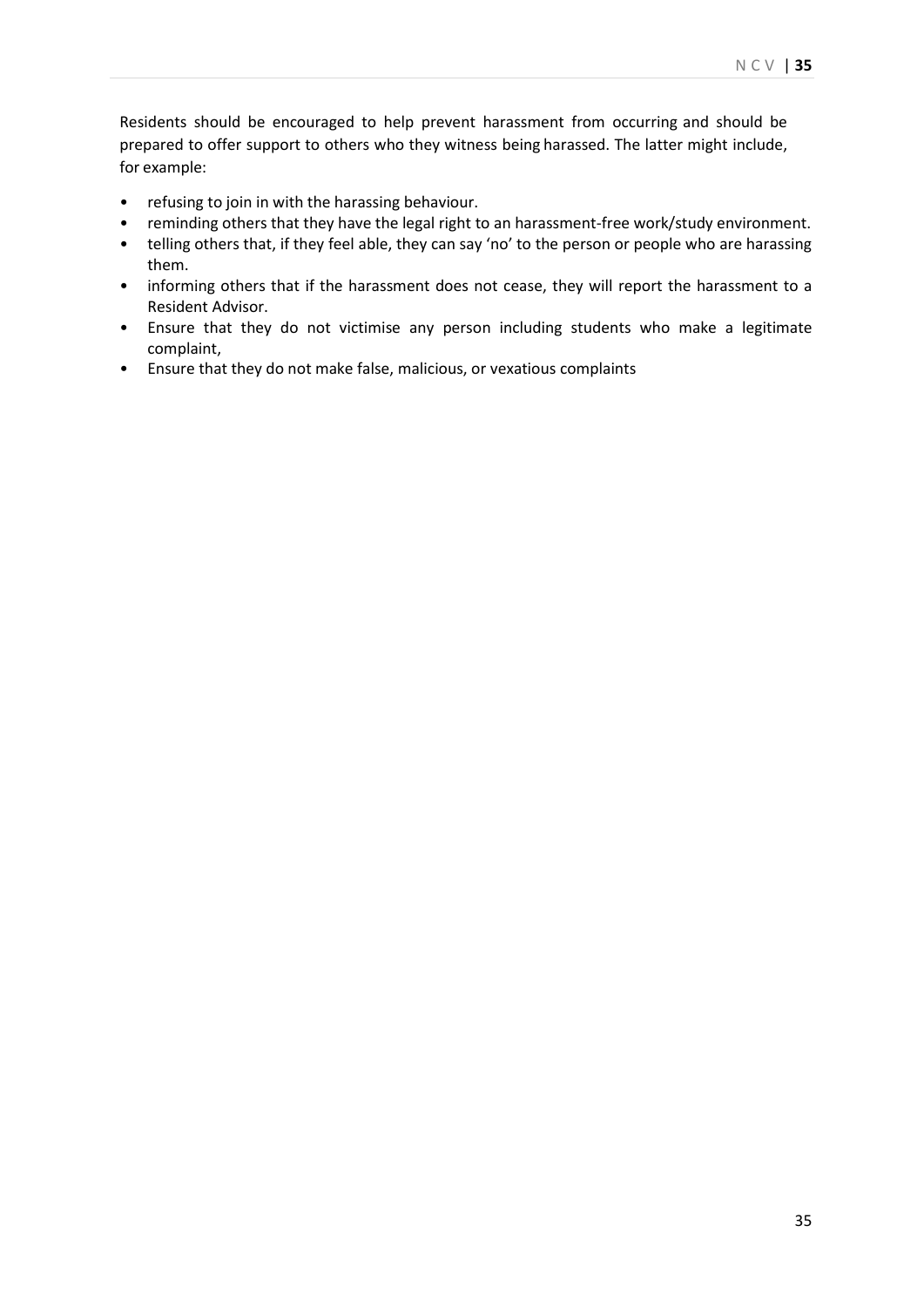Residents should be encouraged to help prevent harassment from occurring and should be prepared to offer support to others who they witness being harassed. The latter might include, for example:

- refusing to join in with the harassing behaviour.
- reminding others that they have the legal right to an harassment-free work/study environment.
- telling others that, if they feel able, they can say 'no' to the person or people who are harassing them.
- informing others that if the harassment does not cease, they will report the harassment to a Resident Advisor.
- Ensure that they do not victimise any person including students who make a legitimate complaint,
- Ensure that they do not make false, malicious, or vexatious complaints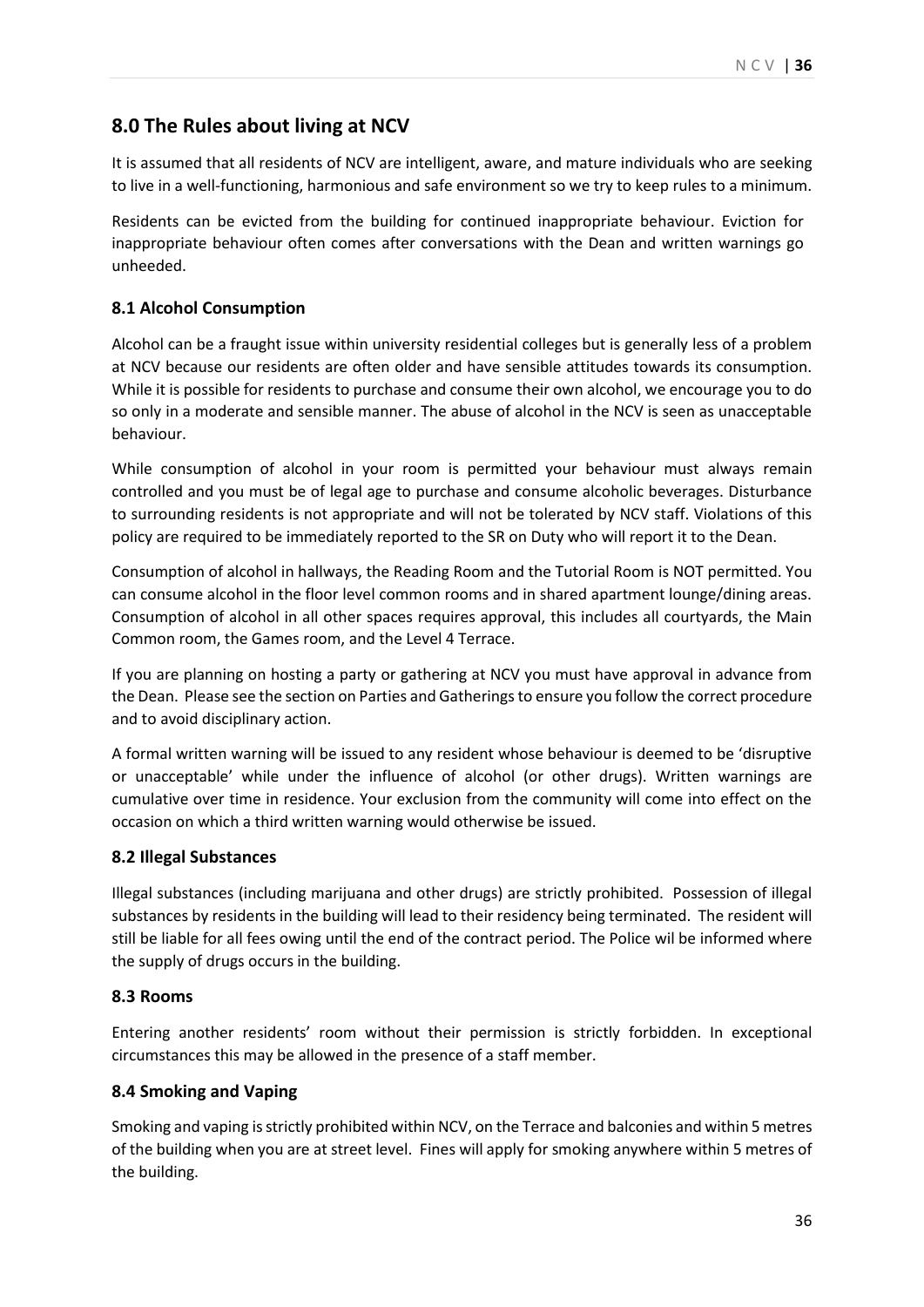## 8.0 The Rules about living at NCV

It is assumed that all residents of NCV are intelligent, aware, and mature individuals who are seeking to live in a well-functioning, harmonious and safe environment so we try to keep rules to a minimum.

Residents can be evicted from the building for continued inappropriate behaviour. Eviction for inappropriate behaviour often comes after conversations with the Dean and written warnings go unheeded.

### 8.1 Alcohol Consumption

Alcohol can be a fraught issue within university residential colleges but is generally less of a problem at NCV because our residents are often older and have sensible attitudes towards its consumption. While it is possible for residents to purchase and consume their own alcohol, we encourage you to do so only in a moderate and sensible manner. The abuse of alcohol in the NCV is seen as unacceptable behaviour.

While consumption of alcohol in your room is permitted your behaviour must always remain controlled and you must be of legal age to purchase and consume alcoholic beverages. Disturbance to surrounding residents is not appropriate and will not be tolerated by NCV staff. Violations of this policy are required to be immediately reported to the SR on Duty who will report it to the Dean.

Consumption of alcohol in hallways, the Reading Room and the Tutorial Room is NOT permitted. You can consume alcohol in the floor level common rooms and in shared apartment lounge/dining areas. Consumption of alcohol in all other spaces requires approval, this includes all courtyards, the Main Common room, the Games room, and the Level 4 Terrace.

If you are planning on hosting a party or gathering at NCV you must have approval in advance from the Dean. Please see the section on Parties and Gatherings to ensure you follow the correct procedure and to avoid disciplinary action.

A formal written warning will be issued to any resident whose behaviour is deemed to be 'disruptive or unacceptable' while under the influence of alcohol (or other drugs). Written warnings are cumulative over time in residence. Your exclusion from the community will come into effect on the occasion on which a third written warning would otherwise be issued.

### 8.2 Illegal Substances

Illegal substances (including marijuana and other drugs) are strictly prohibited. Possession of illegal substances by residents in the building will lead to their residency being terminated. The resident will still be liable for all fees owing until the end of the contract period. The Police wil be informed where the supply of drugs occurs in the building.

### 8.3 Rooms

Entering another residents' room without their permission is strictly forbidden. In exceptional circumstances this may be allowed in the presence of a staff member.

### 8.4 Smoking and Vaping

Smoking and vaping is strictly prohibited within NCV, on the Terrace and balconies and within 5 metres of the building when you are at street level. Fines will apply for smoking anywhere within 5 metres of the building.